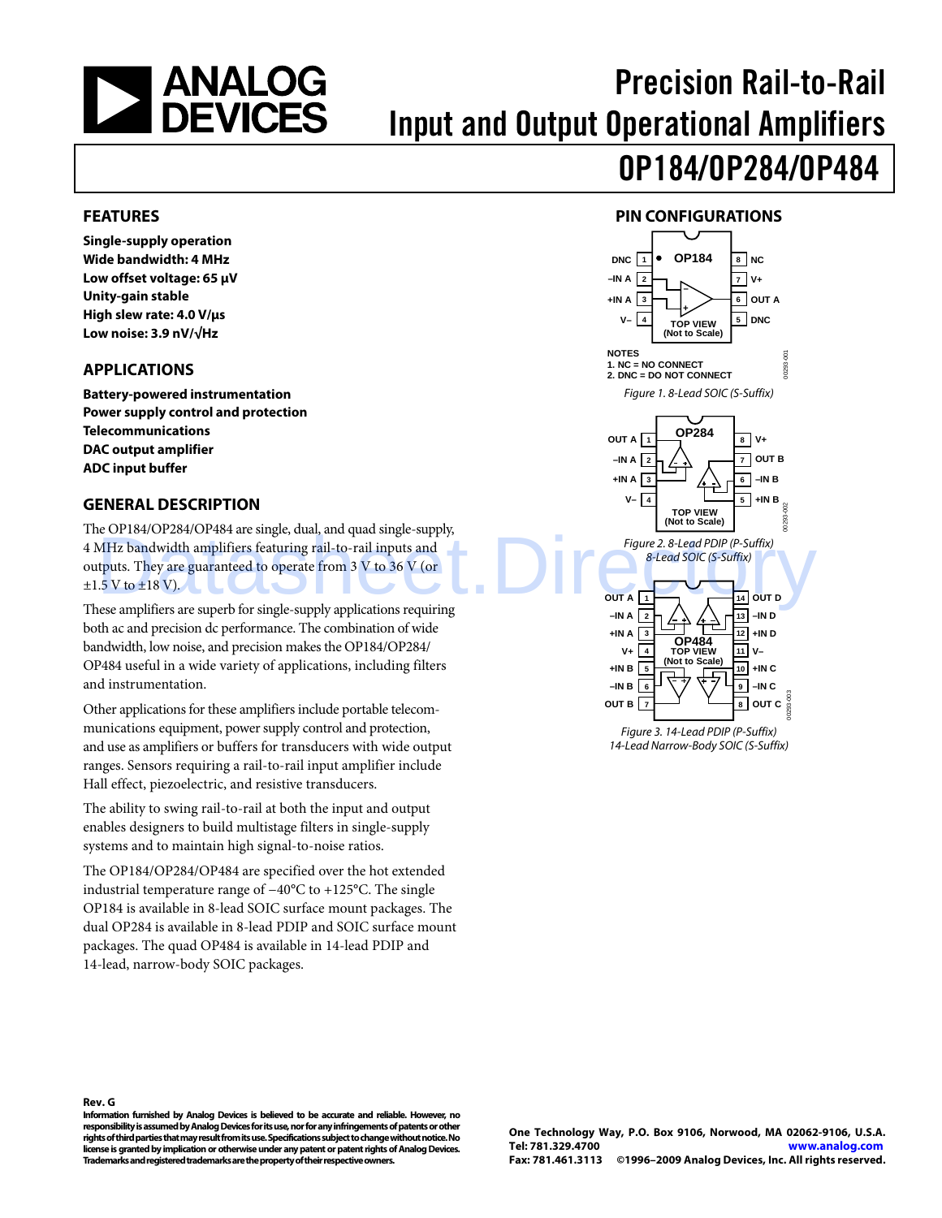# Precision Rail-to-Rail Input and Output Operational Amplifiers

# OP184/OP284/OP484

## FEATURES

**Single-supply operation**
**Wide bandwidth: 4 MHz**
**Low offset voltage: 65 μV**
**Unity-gain stable**
**High slew rate: 4.0 V/μs**
**Low noise: 3.9 nV/√Hz**

## APPLICATIONS

**Battery-powered instrumentation**
**Power supply control and protection**
**Telecommunications**
**DAC output amplifier**
**ADC input buffer**

## GENERAL DESCRIPTION

The OP184/OP284/OP484 are single, dual, and quad single-supply, 4 MHz bandwidth amplifiers featuring rail-to-rail inputs and outputs. They are guaranteed to operate from 3 V to 36 V (or ±1.5 V to ±18 V).

These amplifiers are superb for single-supply applications requiring both ac and precision dc performance. The combination of wide bandwidth, low noise, and precision makes the OP184/OP284/OP484 useful in a wide variety of applications, including filters and instrumentation.

Other applications for these amplifiers include portable telecommunications equipment, power supply control and protection, and use as amplifiers or buffers for transducers with wide output ranges. Sensors requiring a rail-to-rail input amplifier include Hall effect, piezoelectric, and resistive transducers.

The ability to swing rail-to-rail at both the input and output enables designers to build multistage filters in single-supply systems and to maintain high signal-to-noise ratios.

The OP184/OP284/OP484 are specified over the hot extended industrial temperature range of −40°C to +125°C. The single OP184 is available in 8-lead SOIC surface mount packages. The dual OP284 is available in 8-lead PDIP and SOIC surface mount packages. The quad OP484 is available in 14-lead PDIP and 14-lead, narrow-body SOIC packages.

## PIN CONFIGURATIONS

OP184: 1 DNC, 2 –IN A, 3 +IN A, 4 V–, 5 DNC, 6 OUT A, 7 V+, 8 NC (TOP VIEW, Not to Scale)

NOTES
1. NC = NO CONNECT
2. DNC = DO NOT CONNECT

*Figure 1. 8-Lead SOIC (S-Suffix)*

OP284: 1 OUT A, 2 –IN A, 3 +IN A, 4 V–, 5 +IN B, 6 –IN B, 7 OUT B, 8 V+ (TOP VIEW, Not to Scale)

*Figure 2. 8-Lead PDIP (P-Suffix) 8-Lead SOIC (S-Suffix)*

OP484: 1 OUT A, 2 –IN A, 3 +IN A, 4 V+, 5 +IN B, 6 –IN B, 7 OUT B, 8 OUT C, 9 –IN C, 10 +IN C, 11 V–, 12 +IN D, 13 –IN D, 14 OUT D (TOP VIEW, Not to Scale)

*Figure 3. 14-Lead PDIP (P-Suffix) 14-Lead Narrow-Body SOIC (S-Suffix)*

**Rev. G**

**Information furnished by Analog Devices is believed to be accurate and reliable. However, no responsibility is assumed by Analog Devices for its use, nor for any infringements of patents or other rights of third parties that may result from its use. Specifications subject to change without notice. No license is granted by implication or otherwise under any patent or patent rights of Analog Devices. Trademarks and registered trademarks are the property of their respective owners.**

**One Technology Way, P.O. Box 9106, Norwood, MA 02062-9106, U.S.A.**
**Tel: 781.329.4700 www.analog.com**
**Fax: 781.461.3113 ©1996–2009 Analog Devices, Inc. All rights reserved.**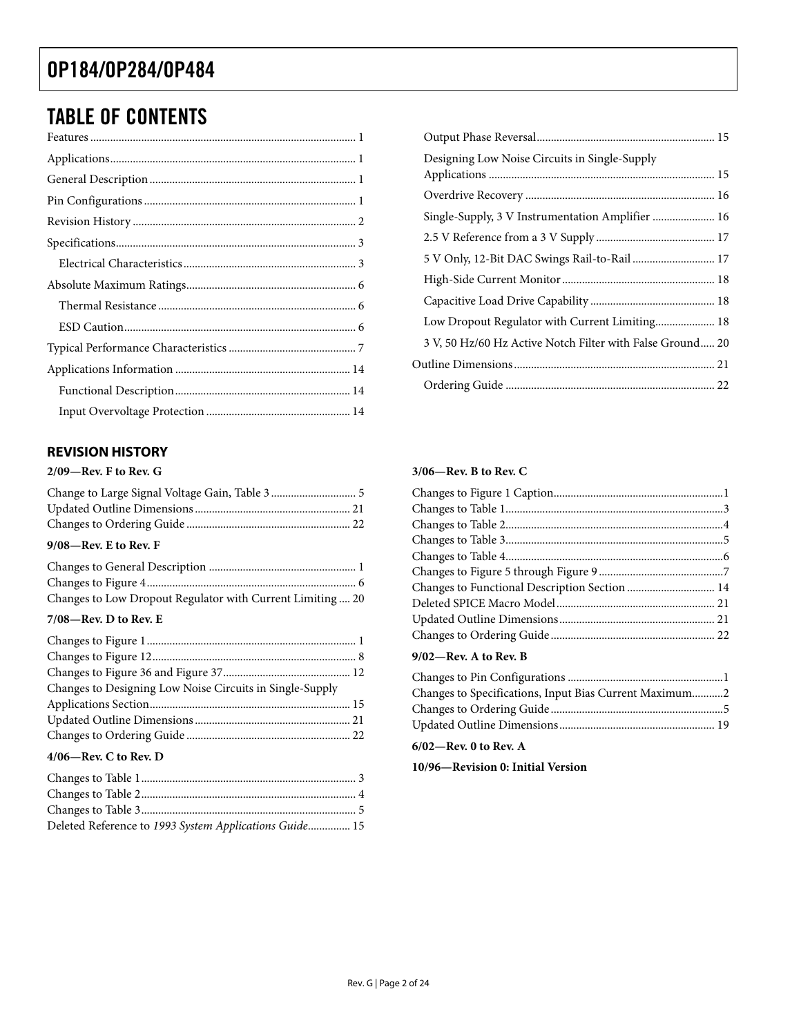## TABLE OF CONTENTS

Features ... 1
Applications ... 1
General Description ... 1
Pin Configurations ... 1
Revision History ... 2
Specifications ... 3
- Electrical Characteristics ... 3

Absolute Maximum Ratings ... 6
- Thermal Resistance ... 6
- ESD Caution ... 6

Typical Performance Characteristics ... 7
Applications Information ... 14
- Functional Description ... 14
- Input Overvoltage Protection ... 14
- Output Phase Reversal ... 15
- Designing Low Noise Circuits in Single-Supply Applications ... 15
- Overdrive Recovery ... 16
- Single-Supply, 3 V Instrumentation Amplifier ... 16
- 2.5 V Reference from a 3 V Supply ... 17
- 5 V Only, 12-Bit DAC Swings Rail-to-Rail ... 17
- High-Side Current Monitor ... 18
- Capacitive Load Drive Capability ... 18
- Low Dropout Regulator with Current Limiting ... 18
- 3 V, 50 Hz/60 Hz Active Notch Filter with False Ground ... 20

Outline Dimensions ... 21
- Ordering Guide ... 22

### REVISION HISTORY

**2/09—Rev. F to Rev. G**

Change to Large Signal Voltage Gain, Table 3 ... 5
Updated Outline Dimensions ... 21
Changes to Ordering Guide ... 22

**9/08—Rev. E to Rev. F**

Changes to General Description ... 1
Changes to Figure 4 ... 6
Changes to Low Dropout Regulator with Current Limiting ... 20

**7/08—Rev. D to Rev. E**

Changes to Figure 1 ... 1
Changes to Figure 12 ... 8
Changes to Figure 36 and Figure 37 ... 12
Changes to Designing Low Noise Circuits in Single-Supply Applications Section ... 15
Updated Outline Dimensions ... 21
Changes to Ordering Guide ... 22

**4/06—Rev. C to Rev. D**

Changes to Table 1 ... 3
Changes to Table 2 ... 4
Changes to Table 3 ... 5
Deleted Reference to *1993 System Applications Guide* ... 15

**3/06—Rev. B to Rev. C**

Changes to Figure 1 Caption ... 1
Changes to Table 1 ... 3
Changes to Table 2 ... 4
Changes to Table 3 ... 5
Changes to Table 4 ... 6
Changes to Figure 5 through Figure 9 ... 7
Changes to Functional Description Section ... 14
Deleted SPICE Macro Model ... 21
Updated Outline Dimensions ... 21
Changes to Ordering Guide ... 22

**9/02—Rev. A to Rev. B**

Changes to Pin Configurations ... 1
Changes to Specifications, Input Bias Current Maximum ... 2
Changes to Ordering Guide ... 5
Updated Outline Dimensions ... 19

**6/02—Rev. 0 to Rev. A**

**10/96—Revision 0: Initial Version**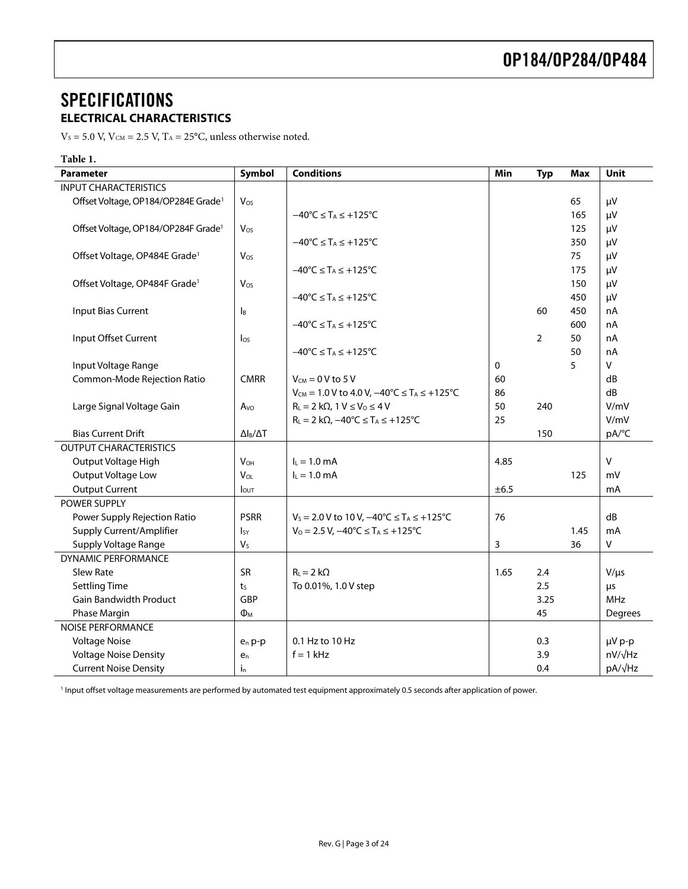# SPECIFICATIONS

## ELECTRICAL CHARACTERISTICS

$V_S = 5.0$ V, $V_{CM} = 2.5$ V, $T_A = 25°C$, unless otherwise noted.

**Table 1.**

| Parameter | Symbol | Conditions | Min | Typ | Max | Unit |
|---|---|---|---|---|---|---|
| INPUT CHARACTERISTICS | | | | | | |
| Offset Voltage, OP184/OP284E Grade[1] | $V_{OS}$ | | | | 65 | μV |
| | | $-40°C \leq T_A \leq +125°C$ | | | 165 | μV |
| Offset Voltage, OP184/OP284F Grade[1] | $V_{OS}$ | | | | 125 | μV |
| | | $-40°C \leq T_A \leq +125°C$ | | | 350 | μV |
| Offset Voltage, OP484E Grade[1] | $V_{OS}$ | | | | 75 | μV |
| | | $-40°C \leq T_A \leq +125°C$ | | | 175 | μV |
| Offset Voltage, OP484F Grade[1] | $V_{OS}$ | | | | 150 | μV |
| | | $-40°C \leq T_A \leq +125°C$ | | | 450 | μV |
| Input Bias Current | $I_B$ | | | 60 | 450 | nA |
| | | $-40°C \leq T_A \leq +125°C$ | | | 600 | nA |
| Input Offset Current | $I_{OS}$ | | | 2 | 50 | nA |
| | | $-40°C \leq T_A \leq +125°C$ | | | 50 | nA |
| Input Voltage Range | | | 0 | | 5 | V |
| Common-Mode Rejection Ratio | CMRR | $V_{CM} = 0$ V to 5 V | 60 | | | dB |
| | | $V_{CM} = 1.0$ V to 4.0 V, $-40°C \leq T_A \leq +125°C$ | 86 | | | dB |
| Large Signal Voltage Gain | $A_{VO}$ | $R_L = 2$ kΩ, 1 V ≤ $V_O$ ≤ 4 V | 50 | 240 | | V/mV |
| | | $R_L = 2$ kΩ, $-40°C \leq T_A \leq +125°C$ | 25 | | | V/mV |
| Bias Current Drift | $\Delta I_B/\Delta T$ | | | 150 | | pA/°C |
| OUTPUT CHARACTERISTICS | | | | | | |
| Output Voltage High | $V_{OH}$ | $I_L = 1.0$ mA | 4.85 | | | V |
| Output Voltage Low | $V_{OL}$ | $I_L = 1.0$ mA | | | 125 | mV |
| Output Current | $I_{OUT}$ | | ±6.5 | | | mA |
| POWER SUPPLY | | | | | | |
| Power Supply Rejection Ratio | PSRR | $V_S = 2.0$ V to 10 V, $-40°C \leq T_A \leq +125°C$ | 76 | | | dB |
| Supply Current/Amplifier | $I_{SY}$ | $V_O = 2.5$ V, $-40°C \leq T_A \leq +125°C$ | | | 1.45 | mA |
| Supply Voltage Range | $V_S$ | | 3 | | 36 | V |
| DYNAMIC PERFORMANCE | | | | | | |
| Slew Rate | SR | $R_L = 2$ kΩ | 1.65 | 2.4 | | V/μs |
| Settling Time | $t_S$ | To 0.01%, 1.0 V step | | 2.5 | | μs |
| Gain Bandwidth Product | GBP | | | 3.25 | | MHz |
| Phase Margin | $\Phi_M$ | | | 45 | | Degrees |
| NOISE PERFORMANCE | | | | | | |
| Voltage Noise | $e_n$ p-p | 0.1 Hz to 10 Hz | | 0.3 | | μV p-p |
| Voltage Noise Density | $e_n$ | f = 1 kHz | | 3.9 | | nV/√Hz |
| Current Noise Density | $i_n$ | | | 0.4 | | pA/√Hz |

[1] Input offset voltage measurements are performed by automated test equipment approximately 0.5 seconds after application of power.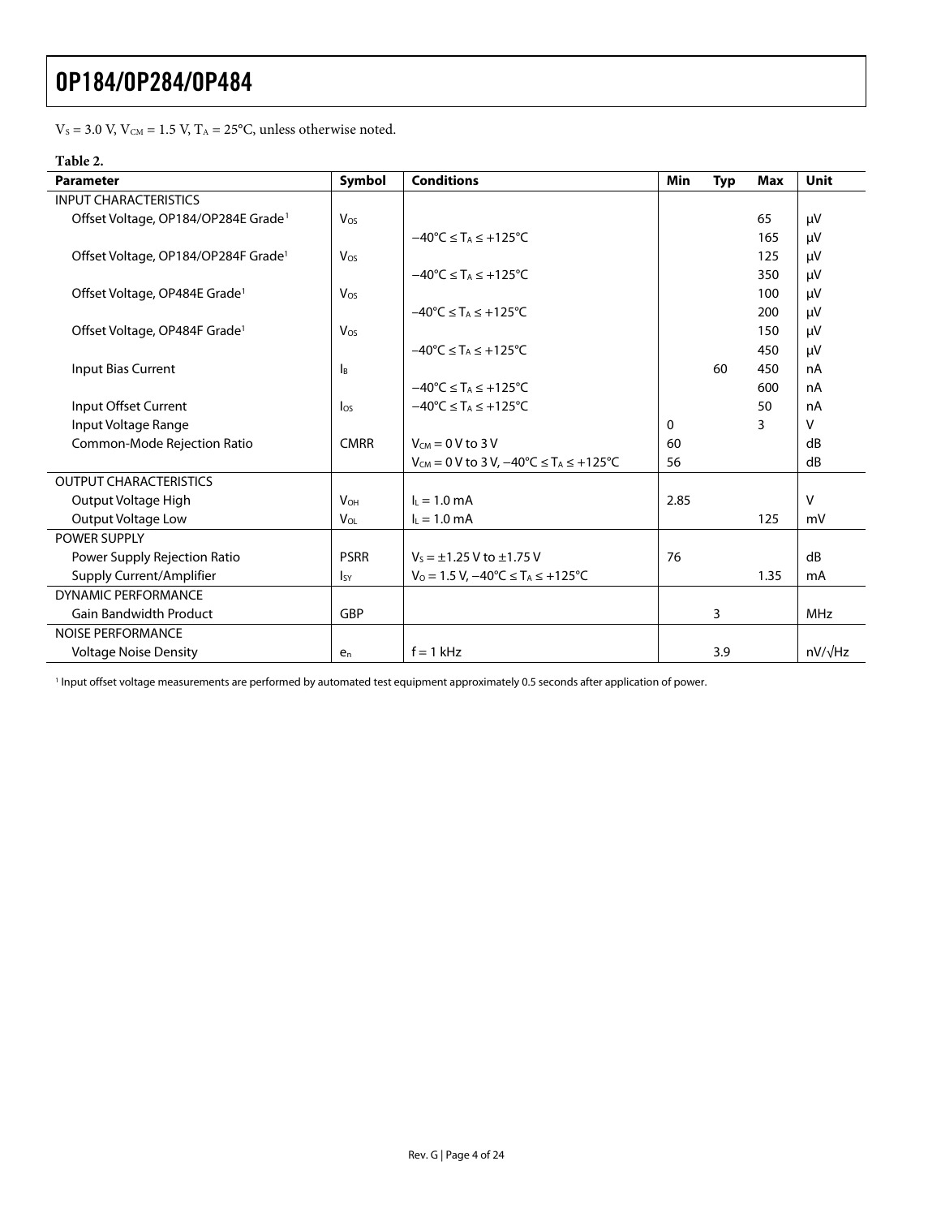$V_S$ = 3.0 V, $V_{CM}$ = 1.5 V, $T_A$ = 25°C, unless otherwise noted.

**Table 2.**

| Parameter | Symbol | Conditions | Min | Typ | Max | Unit |
|---|---|---|---|---|---|---|
| INPUT CHARACTERISTICS | | | | | | |
| Offset Voltage, OP184/OP284E Grade[1] | $V_{OS}$ | | | | 65 | μV |
| | | −40°C ≤ $T_A$ ≤ +125°C | | | 165 | μV |
| Offset Voltage, OP184/OP284F Grade[1] | $V_{OS}$ | | | | 125 | μV |
| | | −40°C ≤ $T_A$ ≤ +125°C | | | 350 | μV |
| Offset Voltage, OP484E Grade[1] | $V_{OS}$ | | | | 100 | μV |
| | | −40°C ≤ $T_A$ ≤ +125°C | | | 200 | μV |
| Offset Voltage, OP484F Grade[1] | $V_{OS}$ | | | | 150 | μV |
| | | −40°C ≤ $T_A$ ≤ +125°C | | | 450 | μV |
| Input Bias Current | $I_B$ | | | 60 | 450 | nA |
| | | −40°C ≤ $T_A$ ≤ +125°C | | | 600 | nA |
| Input Offset Current | $I_{OS}$ | −40°C ≤ $T_A$ ≤ +125°C | | | 50 | nA |
| Input Voltage Range | | | 0 | | 3 | V |
| Common-Mode Rejection Ratio | CMRR | $V_{CM}$ = 0 V to 3 V | 60 | | | dB |
| | | $V_{CM}$ = 0 V to 3 V, −40°C ≤ $T_A$ ≤ +125°C | 56 | | | dB |
| OUTPUT CHARACTERISTICS | | | | | | |
| Output Voltage High | $V_{OH}$ | $I_L$ = 1.0 mA | 2.85 | | | V |
| Output Voltage Low | $V_{OL}$ | $I_L$ = 1.0 mA | | | 125 | mV |
| POWER SUPPLY | | | | | | |
| Power Supply Rejection Ratio | PSRR | $V_S$ = ±1.25 V to ±1.75 V | 76 | | | dB |
| Supply Current/Amplifier | $I_{SY}$ | $V_O$ = 1.5 V, −40°C ≤ $T_A$ ≤ +125°C | | | 1.35 | mA |
| DYNAMIC PERFORMANCE | | | | | | |
| Gain Bandwidth Product | GBP | | | 3 | | MHz |
| NOISE PERFORMANCE | | | | | | |
| Voltage Noise Density | $e_n$ | f = 1 kHz | | 3.9 | | nV/√Hz |

[1] Input offset voltage measurements are performed by automated test equipment approximately 0.5 seconds after application of power.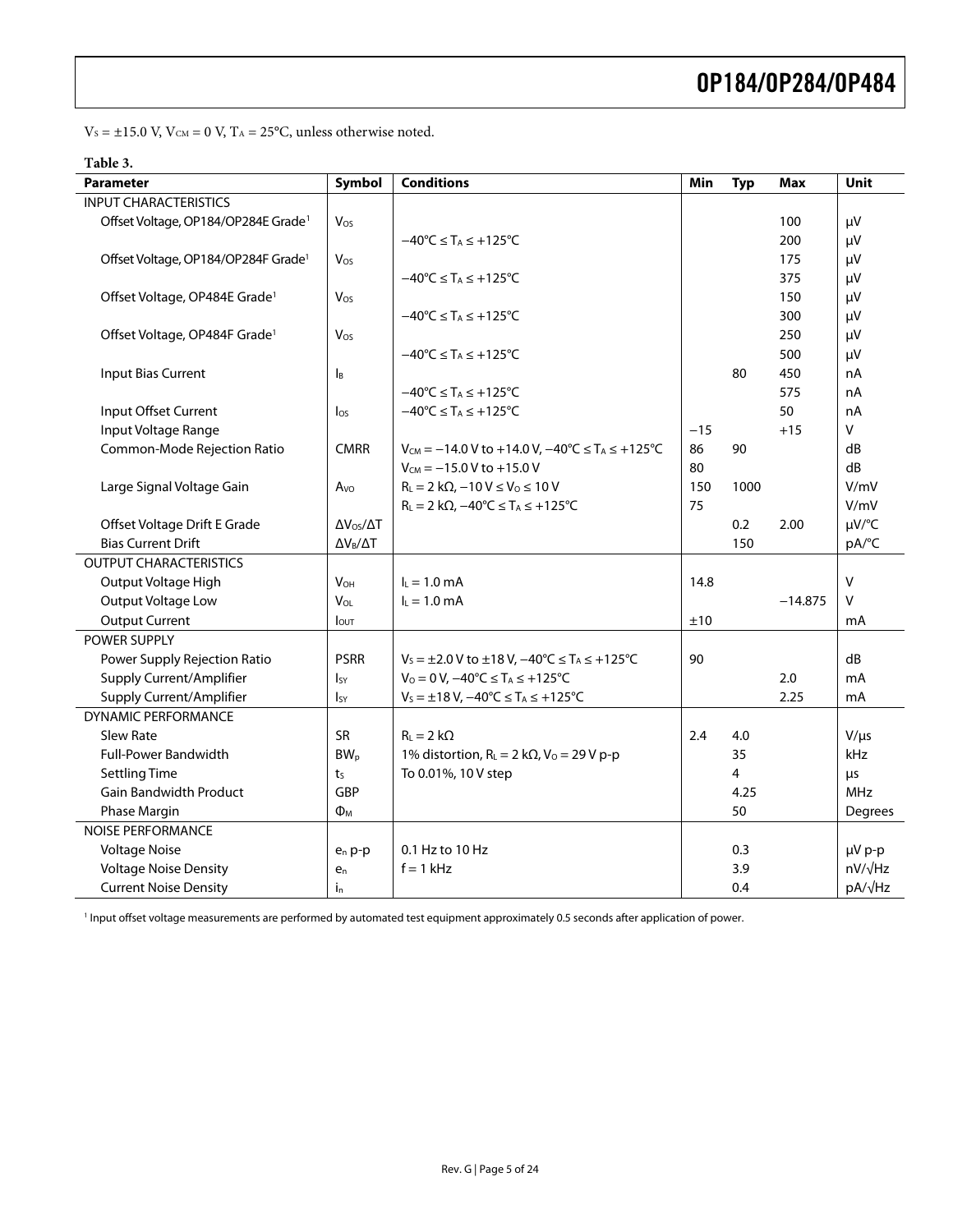$V_S = \pm15.0$ V, $V_{CM} = 0$ V, $T_A = 25°C$, unless otherwise noted.

**Table 3.**

| Parameter | Symbol | Conditions | Min | Typ | Max | Unit |
|---|---|---|---|---|---|---|
| INPUT CHARACTERISTICS | | | | | | |
| Offset Voltage, OP184/OP284E Grade[1] | $V_{OS}$ | | | | 100 | μV |
| | | $-40°C \leq T_A \leq +125°C$ | | | 200 | μV |
| Offset Voltage, OP184/OP284F Grade[1] | $V_{OS}$ | | | | 175 | μV |
| | | $-40°C \leq T_A \leq +125°C$ | | | 375 | μV |
| Offset Voltage, OP484E Grade[1] | $V_{OS}$ | | | | 150 | μV |
| | | $-40°C \leq T_A \leq +125°C$ | | | 300 | μV |
| Offset Voltage, OP484F Grade[1] | $V_{OS}$ | | | | 250 | μV |
| | | $-40°C \leq T_A \leq +125°C$ | | | 500 | μV |
| Input Bias Current | $I_B$ | | | 80 | 450 | nA |
| | | $-40°C \leq T_A \leq +125°C$ | | | 575 | nA |
| Input Offset Current | $I_{OS}$ | $-40°C \leq T_A \leq +125°C$ | | | 50 | nA |
| Input Voltage Range | | | −15 | | +15 | V |
| Common-Mode Rejection Ratio | CMRR | $V_{CM} = -14.0$ V to $+14.0$ V, $-40°C \leq T_A \leq +125°C$ | 86 | 90 | | dB |
| | | $V_{CM} = -15.0$ V to $+15.0$ V | 80 | | | dB |
| Large Signal Voltage Gain | $A_{VO}$ | $R_L = 2$ kΩ, $-10$ V $\leq V_O \leq 10$ V | 150 | 1000 | | V/mV |
| | | $R_L = 2$ kΩ, $-40°C \leq T_A \leq +125°C$ | 75 | | | V/mV |
| Offset Voltage Drift E Grade | $\Delta V_{OS}/\Delta T$ | | | 0.2 | 2.00 | μV/°C |
| Bias Current Drift | $\Delta V_B/\Delta T$ | | | 150 | | pA/°C |
| OUTPUT CHARACTERISTICS | | | | | | |
| Output Voltage High | $V_{OH}$ | $I_L = 1.0$ mA | 14.8 | | | V |
| Output Voltage Low | $V_{OL}$ | $I_L = 1.0$ mA | | | −14.875 | V |
| Output Current | $I_{OUT}$ | | ±10 | | | mA |
| POWER SUPPLY | | | | | | |
| Power Supply Rejection Ratio | PSRR | $V_S = \pm2.0$ V to $\pm18$ V, $-40°C \leq T_A \leq +125°C$ | 90 | | | dB |
| Supply Current/Amplifier | $I_{SY}$ | $V_O = 0$ V, $-40°C \leq T_A \leq +125°C$ | | | 2.0 | mA |
| Supply Current/Amplifier | $I_{SY}$ | $V_S = \pm18$ V, $-40°C \leq T_A \leq +125°C$ | | | 2.25 | mA |
| DYNAMIC PERFORMANCE | | | | | | |
| Slew Rate | SR | $R_L = 2$ kΩ | 2.4 | 4.0 | | V/μs |
| Full-Power Bandwidth | $BW_p$ | 1% distortion, $R_L = 2$ kΩ, $V_O = 29$ V p-p | | 35 | | kHz |
| Settling Time | $t_S$ | To 0.01%, 10 V step | | 4 | | μs |
| Gain Bandwidth Product | GBP | | | 4.25 | | MHz |
| Phase Margin | $\Phi_M$ | | | 50 | | Degrees |
| NOISE PERFORMANCE | | | | | | |
| Voltage Noise | $e_n$ p-p | 0.1 Hz to 10 Hz | | 0.3 | | μV p-p |
| Voltage Noise Density | $e_n$ | f = 1 kHz | | 3.9 | | nV/√Hz |
| Current Noise Density | $i_n$ | | | 0.4 | | pA/√Hz |

[1] Input offset voltage measurements are performed by automated test equipment approximately 0.5 seconds after application of power.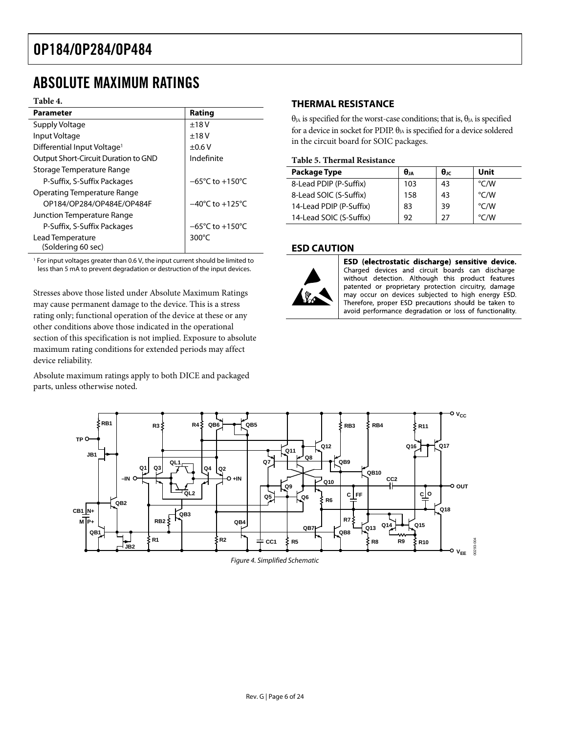# ABSOLUTE MAXIMUM RATINGS

**Table 4.**

| Parameter | Rating |
|---|---|
| Supply Voltage | ±18 V |
| Input Voltage | ±18 V |
| Differential Input Voltage[1] | ±0.6 V |
| Output Short-Circuit Duration to GND | Indefinite |
| Storage Temperature Range | |
| P-Suffix, S-Suffix Packages | −65°C to +150°C |
| Operating Temperature Range | |
| OP184/OP284/OP484E/OP484F | −40°C to +125°C |
| Junction Temperature Range | |
| P-Suffix, S-Suffix Packages | −65°C to +150°C |
| Lead Temperature (Soldering 60 sec) | 300°C |

[1] For input voltages greater than 0.6 V, the input current should be limited to less than 5 mA to prevent degradation or destruction of the input devices.

Stresses above those listed under Absolute Maximum Ratings may cause permanent damage to the device. This is a stress rating only; functional operation of the device at these or any other conditions above those indicated in the operational section of this specification is not implied. Exposure to absolute maximum rating conditions for extended periods may affect device reliability.

Absolute maximum ratings apply to both DICE and packaged parts, unless otherwise noted.

## THERMAL RESISTANCE

$\theta_{JA}$ is specified for the worst-case conditions; that is, $\theta_{JA}$ is specified for a device in socket for PDIP. $\theta_{JA}$ is specified for a device soldered in the circuit board for SOIC packages.

**Table 5. Thermal Resistance**

| Package Type | $\theta_{JA}$ | $\theta_{JC}$ | Unit |
|---|---|---|---|
| 8-Lead PDIP (P-Suffix) | 103 | 43 | °C/W |
| 8-Lead SOIC (S-Suffix) | 158 | 43 | °C/W |
| 14-Lead PDIP (P-Suffix) | 83 | 39 | °C/W |
| 14-Lead SOIC (S-Suffix) | 92 | 27 | °C/W |

## ESD CAUTION

**ESD (electrostatic discharge) sensitive device.** Charged devices and circuit boards can discharge without detection. Although this product features patented or proprietary protection circuitry, damage may occur on devices subjected to high energy ESD. Therefore, proper ESD precautions should be taken to avoid performance degradation or loss of functionality.

*Figure 4. Simplified Schematic*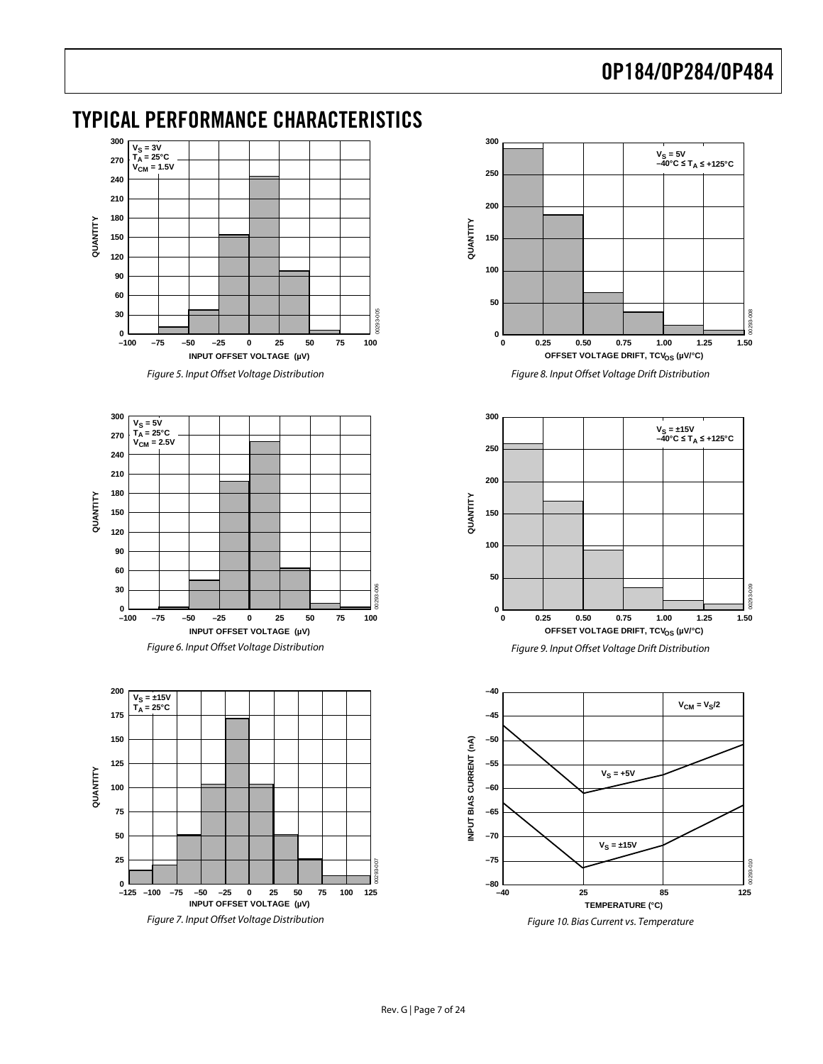## TYPICAL PERFORMANCE CHARACTERISTICS

Figure 5. Input Offset Voltage Distribution

Figure 6. Input Offset Voltage Distribution

Figure 7. Input Offset Voltage Distribution

Figure 8. Input Offset Voltage Drift Distribution

Figure 9. Input Offset Voltage Drift Distribution

Figure 10. Bias Current vs. Temperature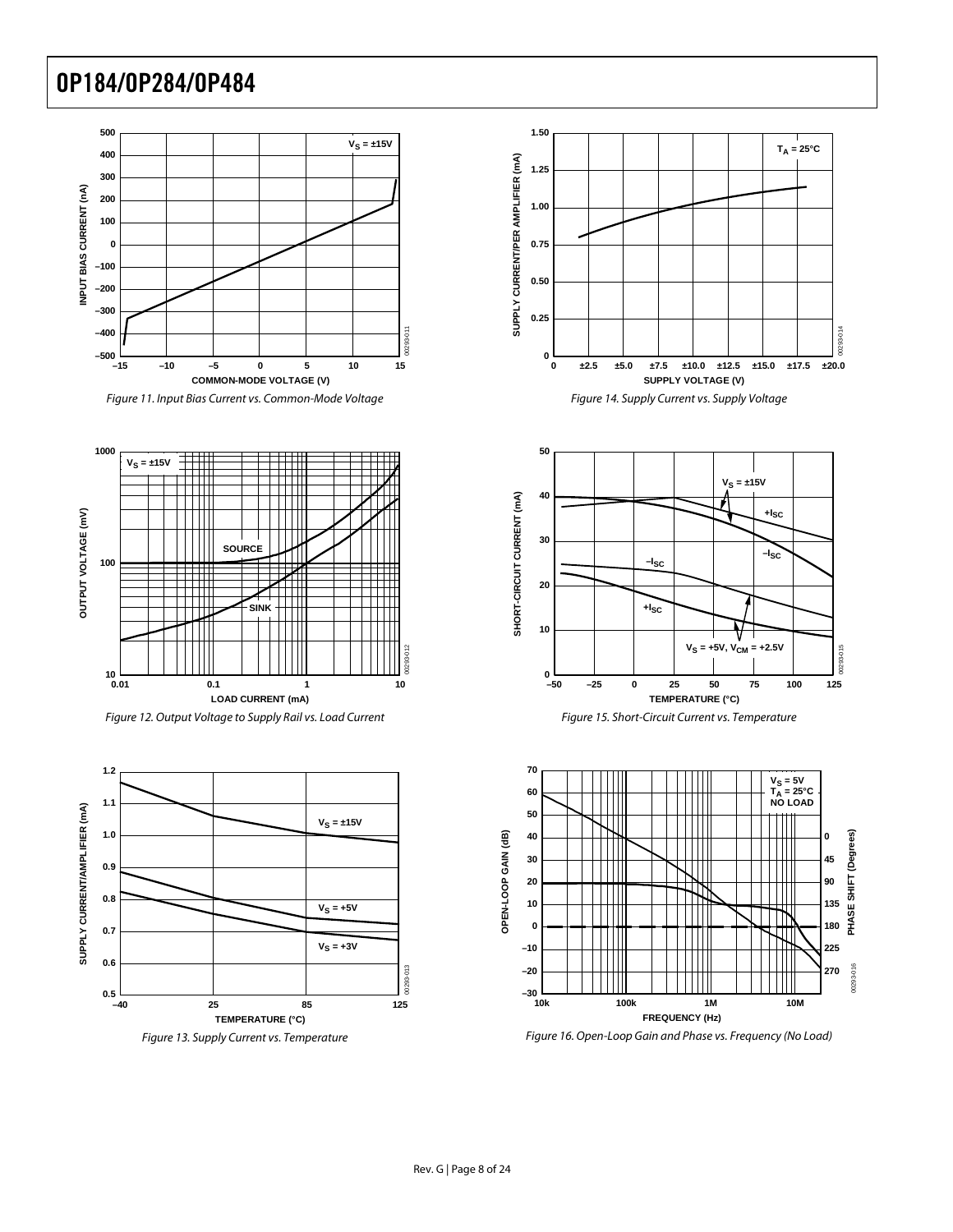Figure 11. Input Bias Current vs. Common-Mode Voltage

Figure 12. Output Voltage to Supply Rail vs. Load Current

Figure 13. Supply Current vs. Temperature

Figure 14. Supply Current vs. Supply Voltage

Figure 15. Short-Circuit Current vs. Temperature

Figure 16. Open-Loop Gain and Phase vs. Frequency (No Load)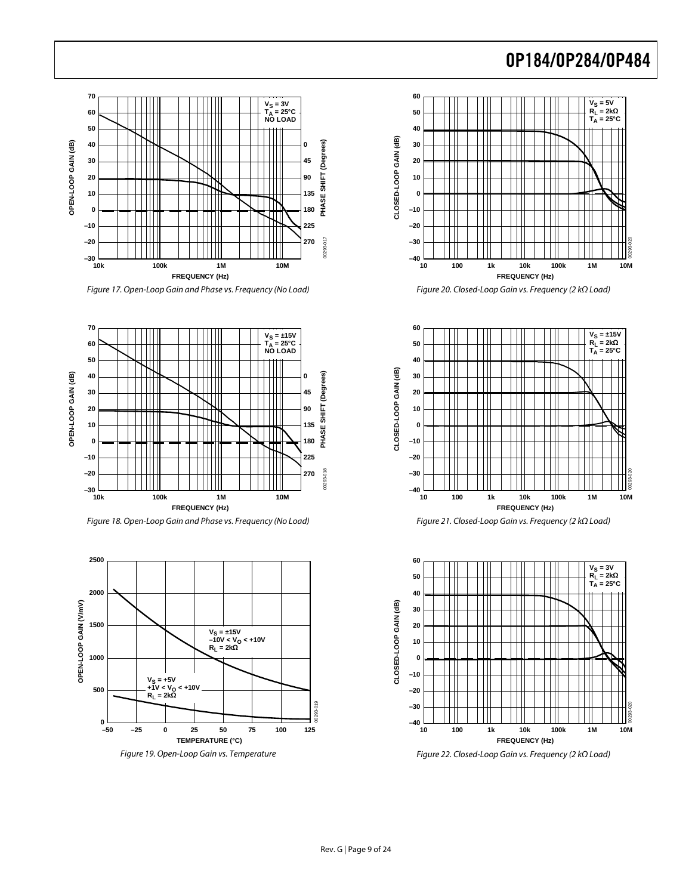Figure 17. Open-Loop Gain and Phase vs. Frequency (No Load)

Figure 18. Open-Loop Gain and Phase vs. Frequency (No Load)

Figure 19. Open-Loop Gain vs. Temperature

Figure 20. Closed-Loop Gain vs. Frequency (2 kΩ Load)

Figure 21. Closed-Loop Gain vs. Frequency (2 kΩ Load)

Figure 22. Closed-Loop Gain vs. Frequency (2 kΩ Load)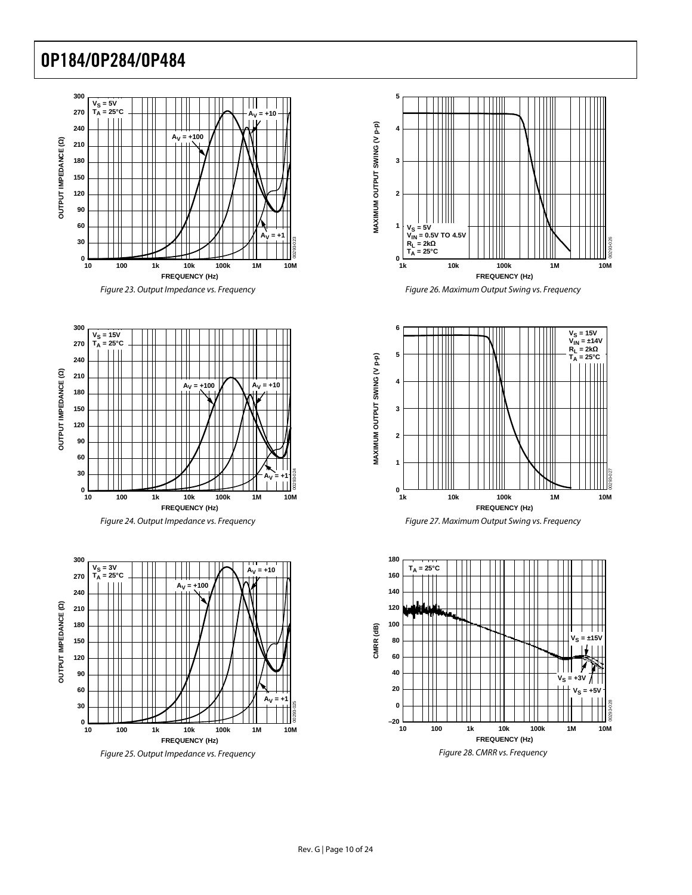Figure 23. Output Impedance vs. Frequency

Figure 24. Output Impedance vs. Frequency

Figure 25. Output Impedance vs. Frequency

Figure 26. Maximum Output Swing vs. Frequency

Figure 27. Maximum Output Swing vs. Frequency

Figure 28. CMRR vs. Frequency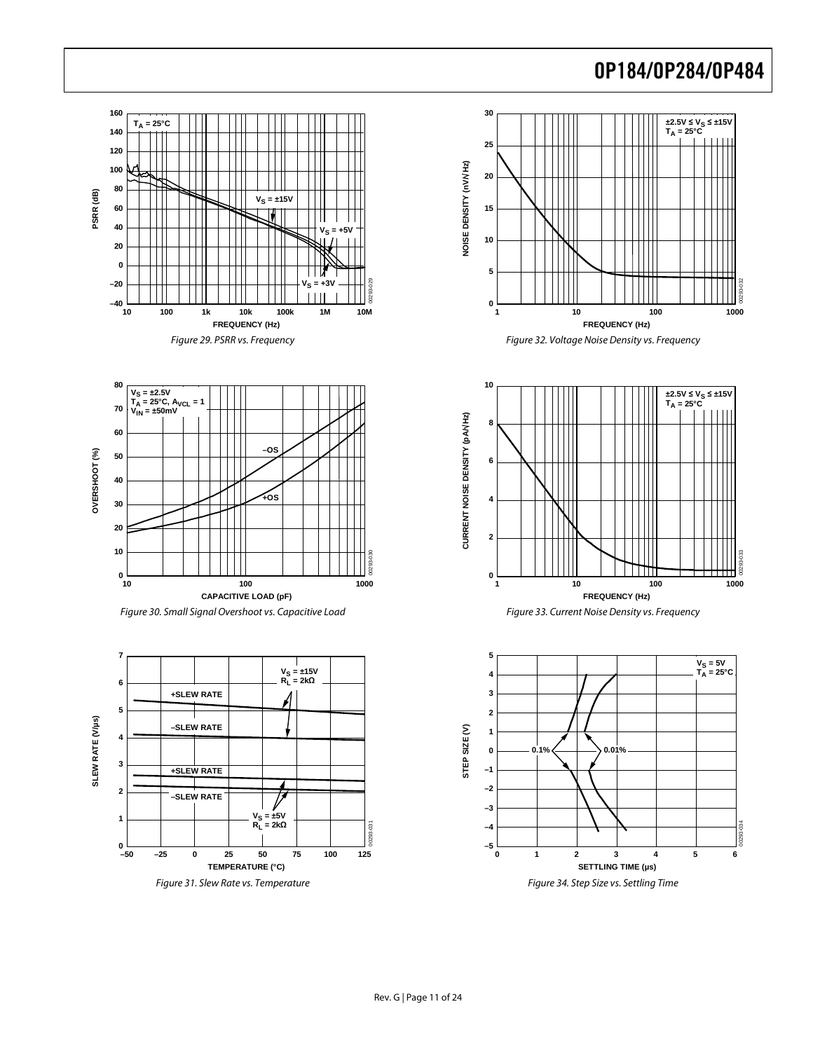Figure 29. PSRR vs. Frequency

Figure 30. Small Signal Overshoot vs. Capacitive Load

Figure 31. Slew Rate vs. Temperature

Figure 32. Voltage Noise Density vs. Frequency

Figure 33. Current Noise Density vs. Frequency

Figure 34. Step Size vs. Settling Time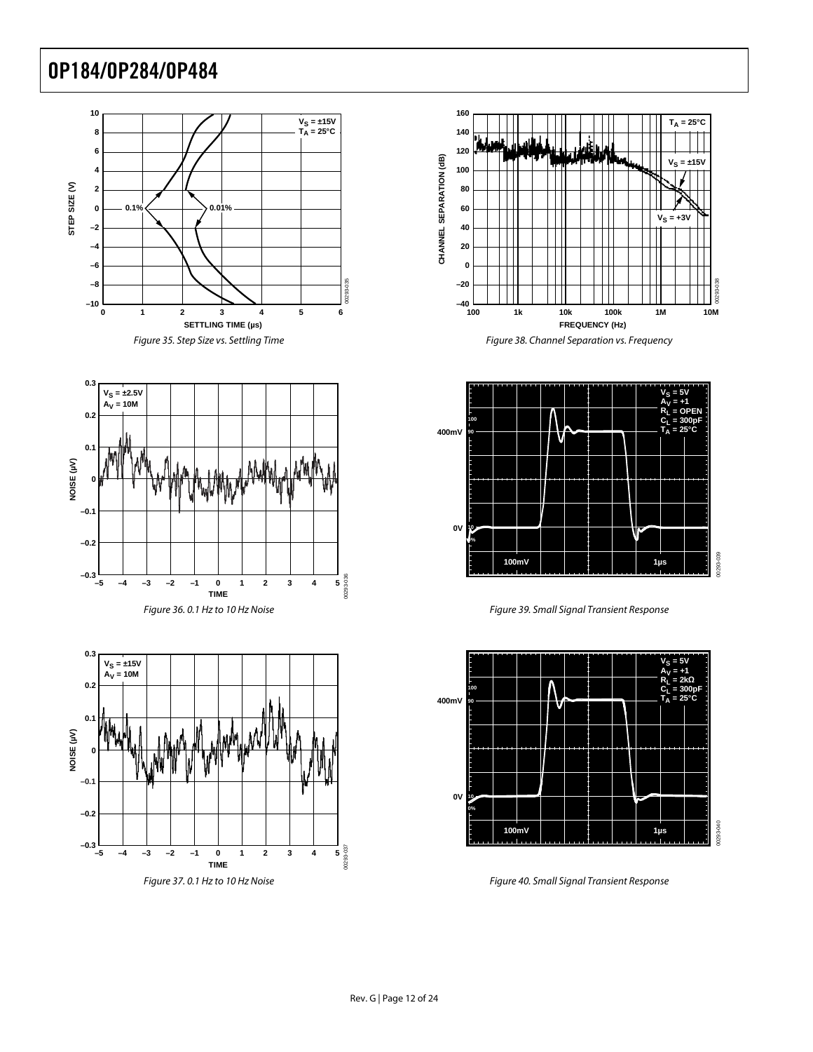Figure 35. Step Size vs. Settling Time

Figure 36. 0.1 Hz to 10 Hz Noise

Figure 37. 0.1 Hz to 10 Hz Noise

Figure 38. Channel Separation vs. Frequency

Figure 39. Small Signal Transient Response

Figure 40. Small Signal Transient Response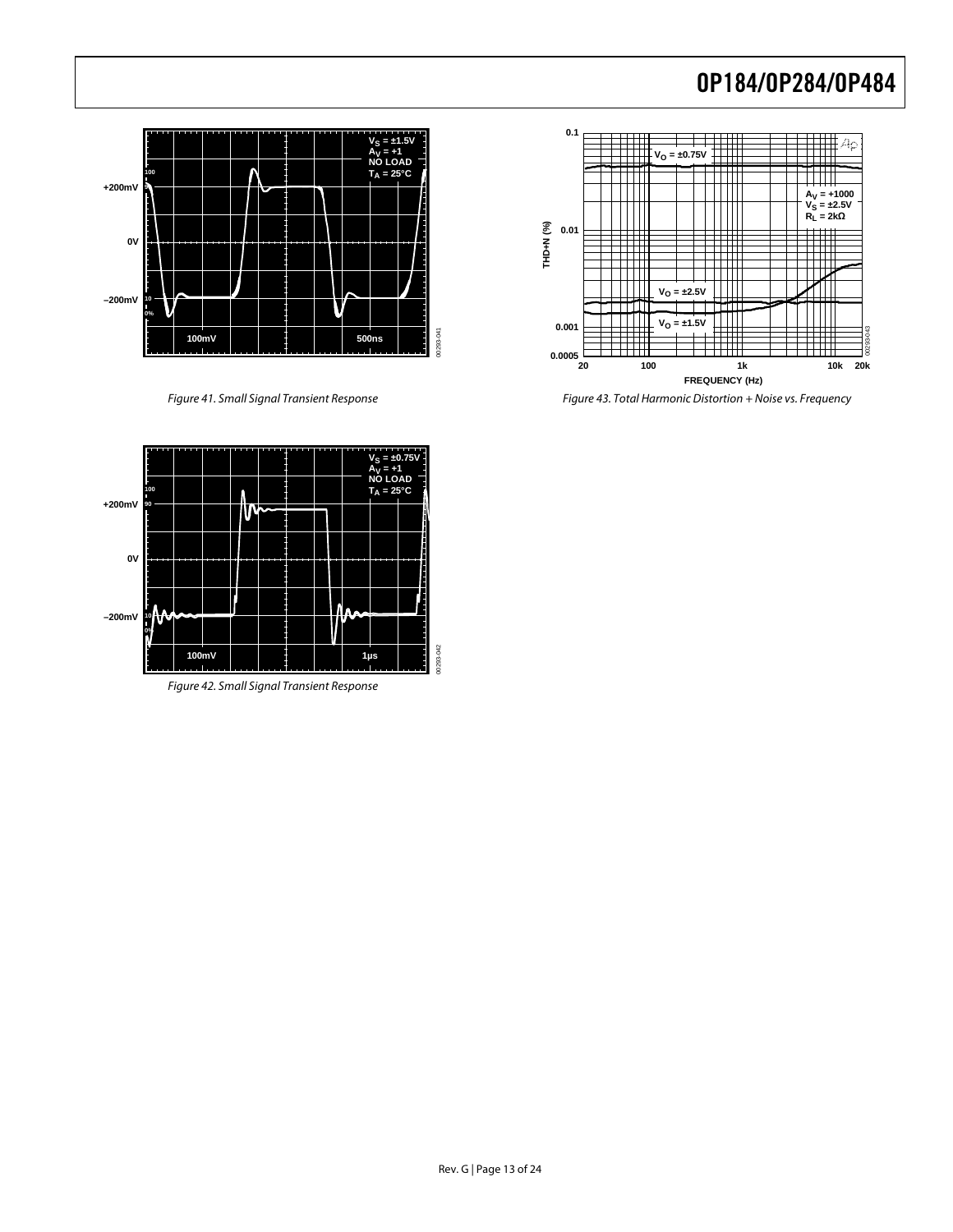Figure 41. Small Signal Transient Response

Figure 42. Small Signal Transient Response

Figure 43. Total Harmonic Distortion + Noise vs. Frequency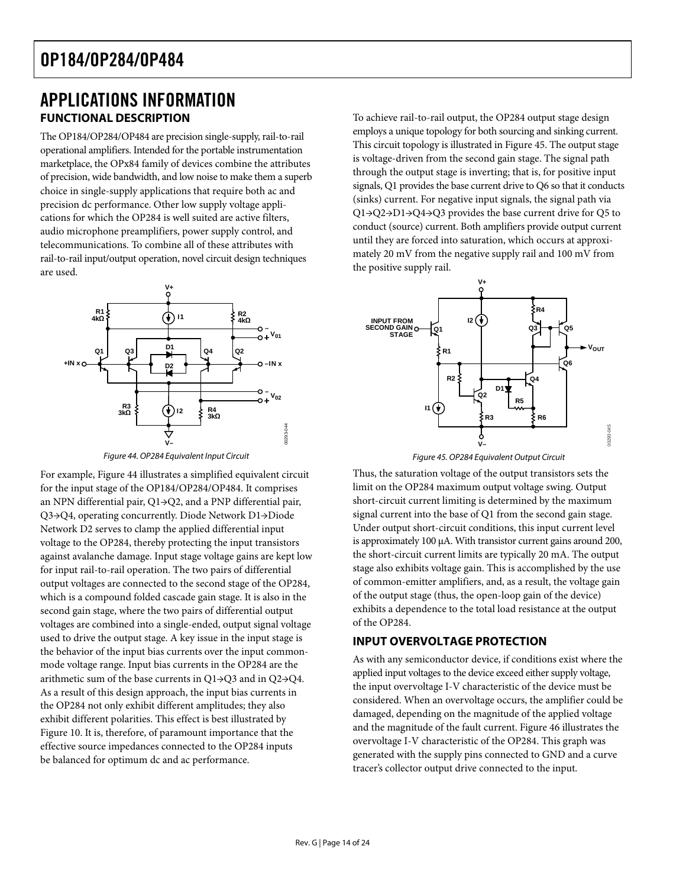## APPLICATIONS INFORMATION

### FUNCTIONAL DESCRIPTION

The OP184/OP284/OP484 are precision single-supply, rail-to-rail operational amplifiers. Intended for the portable instrumentation marketplace, the OPx84 family of devices combine the attributes of precision, wide bandwidth, and low noise to make them a superb choice in single-supply applications that require both ac and precision dc performance. Other low supply voltage applications for which the OP284 is well suited are active filters, audio microphone preamplifiers, power supply control, and telecommunications. To combine all of these attributes with rail-to-rail input/output operation, novel circuit design techniques are used.

Figure 44. OP284 Equivalent Input Circuit

For example, Figure 44 illustrates a simplified equivalent circuit for the input stage of the OP184/OP284/OP484. It comprises an NPN differential pair, Q1→Q2, and a PNP differential pair, Q3→Q4, operating concurrently. Diode Network D1→Diode Network D2 serves to clamp the applied differential input voltage to the OP284, thereby protecting the input transistors against avalanche damage. Input stage voltage gains are kept low for input rail-to-rail operation. The two pairs of differential output voltages are connected to the second stage of the OP284, which is a compound folded cascade gain stage. It is also in the second gain stage, where the two pairs of differential output voltages are combined into a single-ended, output signal voltage used to drive the output stage. A key issue in the input stage is the behavior of the input bias currents over the input common-mode voltage range. Input bias currents in the OP284 are the arithmetic sum of the base currents in Q1→Q3 and in Q2→Q4. As a result of this design approach, the input bias currents in the OP284 not only exhibit different amplitudes; they also exhibit different polarities. This effect is best illustrated by Figure 10. It is, therefore, of paramount importance that the effective source impedances connected to the OP284 inputs be balanced for optimum dc and ac performance.

To achieve rail-to-rail output, the OP284 output stage design employs a unique topology for both sourcing and sinking current. This circuit topology is illustrated in Figure 45. The output stage is voltage-driven from the second gain stage. The signal path through the output stage is inverting; that is, for positive input signals, Q1 provides the base current drive to Q6 so that it conducts (sinks) current. For negative input signals, the signal path via Q1→Q2→D1→Q4→Q3 provides the base current drive for Q5 to conduct (source) current. Both amplifiers provide output current until they are forced into saturation, which occurs at approximately 20 mV from the negative supply rail and 100 mV from the positive supply rail.

Figure 45. OP284 Equivalent Output Circuit

Thus, the saturation voltage of the output transistors sets the limit on the OP284 maximum output voltage swing. Output short-circuit current limiting is determined by the maximum signal current into the base of Q1 from the second gain stage. Under output short-circuit conditions, this input current level is approximately 100 µA. With transistor current gains around 200, the short-circuit current limits are typically 20 mA. The output stage also exhibits voltage gain. This is accomplished by the use of common-emitter amplifiers, and, as a result, the voltage gain of the output stage (thus, the open-loop gain of the device) exhibits a dependence to the total load resistance at the output of the OP284.

### INPUT OVERVOLTAGE PROTECTION

As with any semiconductor device, if conditions exist where the applied input voltages to the device exceed either supply voltage, the input overvoltage I-V characteristic of the device must be considered. When an overvoltage occurs, the amplifier could be damaged, depending on the magnitude of the applied voltage and the magnitude of the fault current. Figure 46 illustrates the overvoltage I-V characteristic of the OP284. This graph was generated with the supply pins connected to GND and a curve tracer's collector output drive connected to the input.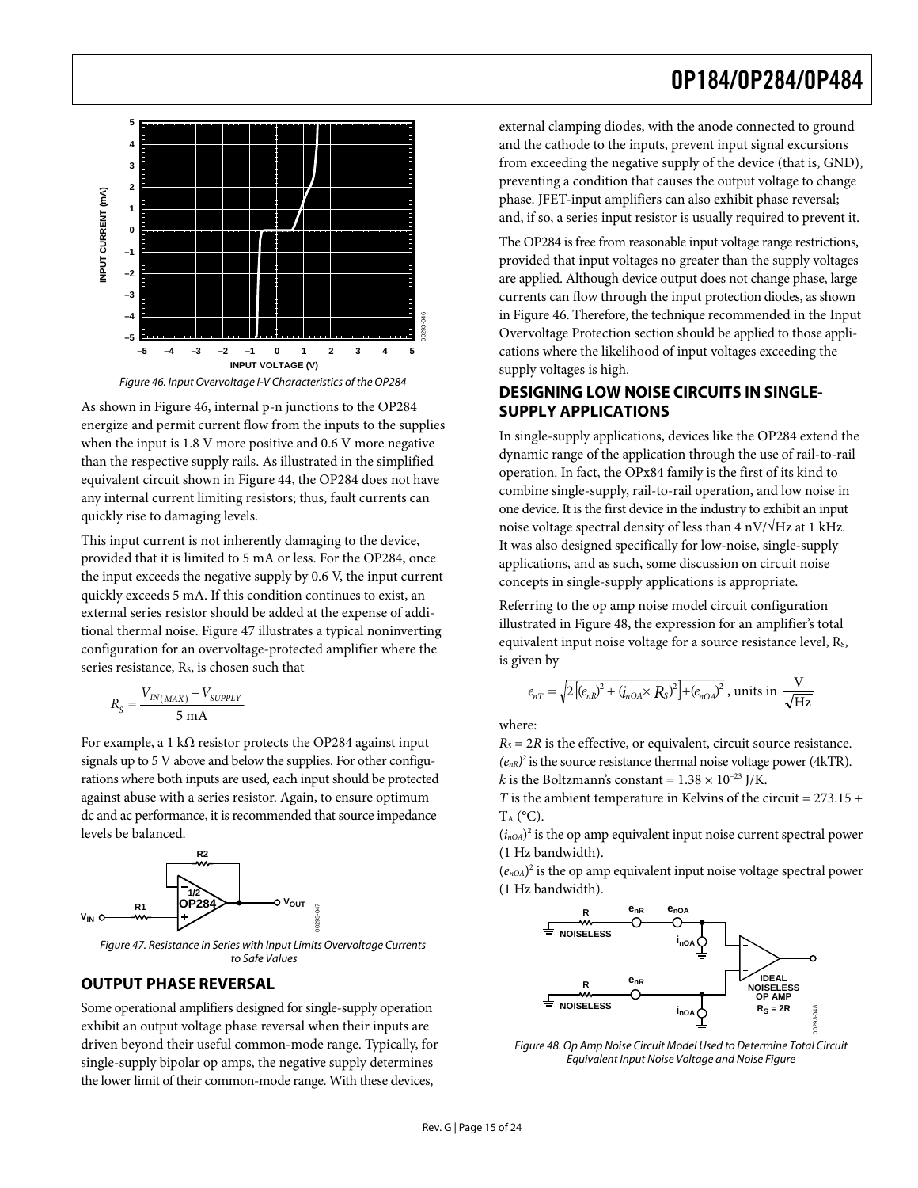Figure 46. Input Overvoltage I-V Characteristics of the OP284

As shown in Figure 46, internal p-n junctions to the OP284 energize and permit current flow from the inputs to the supplies when the input is 1.8 V more positive and 0.6 V more negative than the respective supply rails. As illustrated in the simplified equivalent circuit shown in Figure 44, the OP284 does not have any internal current limiting resistors; thus, fault currents can quickly rise to damaging levels.

This input current is not inherently damaging to the device, provided that it is limited to 5 mA or less. For the OP284, once the input exceeds the negative supply by 0.6 V, the input current quickly exceeds 5 mA. If this condition continues to exist, an external series resistor should be added at the expense of additional thermal noise. Figure 47 illustrates a typical noninverting configuration for an overvoltage-protected amplifier where the series resistance, $R_S$, is chosen such that

$$R_S = \frac{V_{IN(MAX)} - V_{SUPPLY}}{5\ \text{mA}}$$

For example, a 1 kΩ resistor protects the OP284 against input signals up to 5 V above and below the supplies. For other configurations where both inputs are used, each input should be protected against abuse with a series resistor. Again, to ensure optimum dc and ac performance, it is recommended that source impedance levels be balanced.

Figure 47. Resistance in Series with Input Limits Overvoltage Currents to Safe Values

## OUTPUT PHASE REVERSAL

Some operational amplifiers designed for single-supply operation exhibit an output voltage phase reversal when their inputs are driven beyond their useful common-mode range. Typically, for single-supply bipolar op amps, the negative supply determines the lower limit of their common-mode range. With these devices, external clamping diodes, with the anode connected to ground and the cathode to the inputs, prevent input signal excursions from exceeding the negative supply of the device (that is, GND), preventing a condition that causes the output voltage to change phase. JFET-input amplifiers can also exhibit phase reversal; and, if so, a series input resistor is usually required to prevent it.

The OP284 is free from reasonable input voltage range restrictions, provided that input voltages no greater than the supply voltages are applied. Although device output does not change phase, large currents can flow through the input protection diodes, as shown in Figure 46. Therefore, the technique recommended in the Input Overvoltage Protection section should be applied to those applications where the likelihood of input voltages exceeding the supply voltages is high.

## DESIGNING LOW NOISE CIRCUITS IN SINGLE-SUPPLY APPLICATIONS

In single-supply applications, devices like the OP284 extend the dynamic range of the application through the use of rail-to-rail operation. In fact, the OPx84 family is the first of its kind to combine single-supply, rail-to-rail operation, and low noise in one device. It is the first device in the industry to exhibit an input noise voltage spectral density of less than 4 nV/√Hz at 1 kHz. It was also designed specifically for low-noise, single-supply applications, and as such, some discussion on circuit noise concepts in single-supply applications is appropriate.

Referring to the op amp noise model circuit configuration illustrated in Figure 48, the expression for an amplifier's total equivalent input noise voltage for a source resistance level, $R_S$, is given by

$$e_{nT} = \sqrt{2\left[(e_{nR})^2 + (i_{nOA} \times R_S)^2\right] + (e_{nOA})^2}\text{, units in } \frac{\text{V}}{\sqrt{\text{Hz}}}$$

where:

$R_S = 2R$ is the effective, or equivalent, circuit source resistance.

$(e_{nR})^2$ is the source resistance thermal noise voltage power (4kTR).

$k$ is the Boltzmann's constant = $1.38 \times 10^{-23}$ J/K.

$T$ is the ambient temperature in Kelvins of the circuit = 273.15 + $T_A$ (°C).

$(i_{nOA})^2$ is the op amp equivalent input noise current spectral power (1 Hz bandwidth).

$(e_{nOA})^2$ is the op amp equivalent input noise voltage spectral power (1 Hz bandwidth).

Figure 48. Op Amp Noise Circuit Model Used to Determine Total Circuit Equivalent Input Noise Voltage and Noise Figure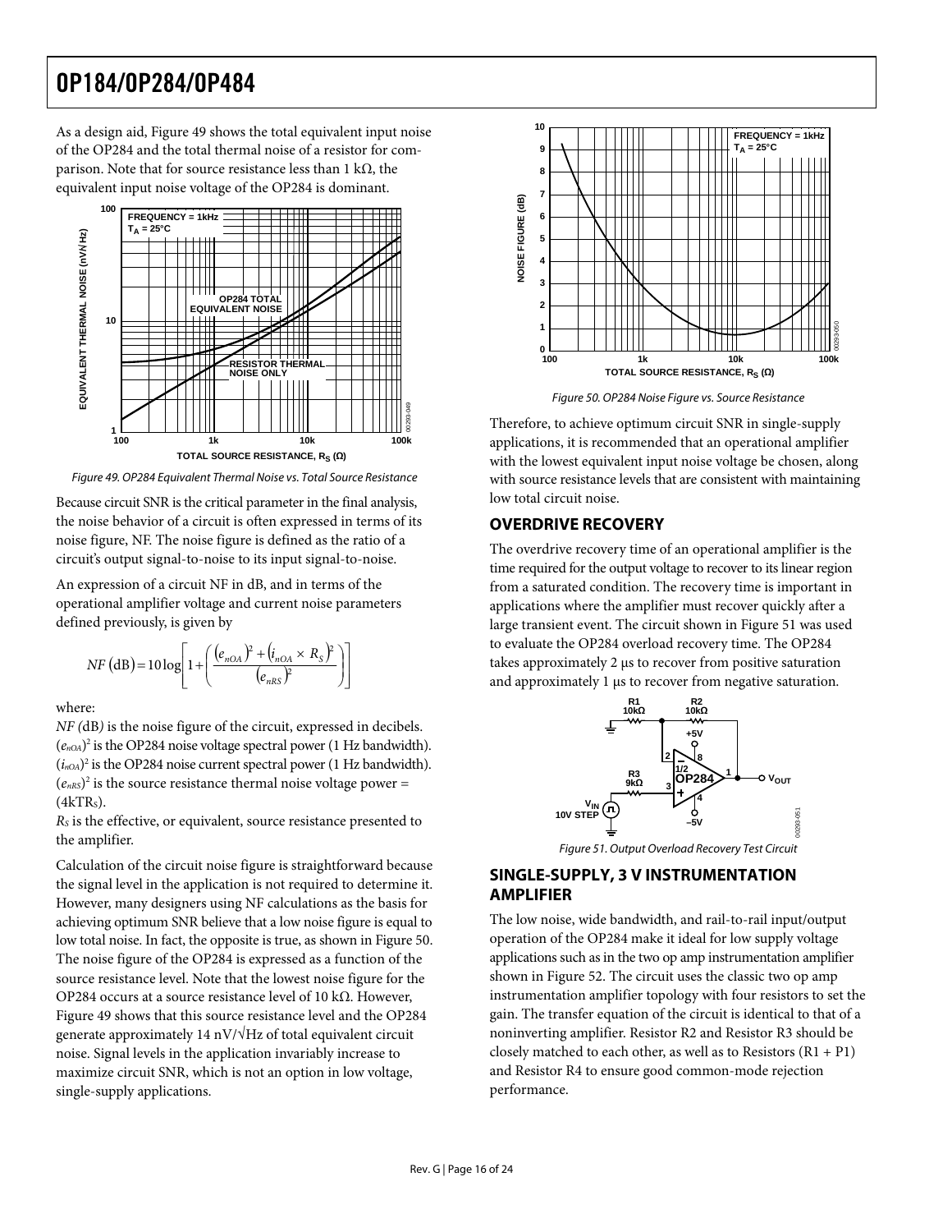As a design aid, Figure 49 shows the total equivalent input noise of the OP284 and the total thermal noise of a resistor for comparison. Note that for source resistance less than 1 kΩ, the equivalent input noise voltage of the OP284 is dominant.

Figure 49. OP284 Equivalent Thermal Noise vs. Total Source Resistance

Because circuit SNR is the critical parameter in the final analysis, the noise behavior of a circuit is often expressed in terms of its noise figure, NF. The noise figure is defined as the ratio of a circuit's output signal-to-noise to its input signal-to-noise.

An expression of a circuit NF in dB, and in terms of the operational amplifier voltage and current noise parameters defined previously, is given by

$$NF(\text{dB}) = 10\log\left[1 + \left(\frac{(e_{nOA})^2 + (i_{nOA} \times R_S)^2}{(e_{nRS})^2}\right)\right]$$

where:

*NF (dB)* is the noise figure of the circuit, expressed in decibels.
$(e_{nOA})^2$ is the OP284 noise voltage spectral power (1 Hz bandwidth).
$(i_{nOA})^2$ is the OP284 noise current spectral power (1 Hz bandwidth).
$(e_{nRS})^2$ is the source resistance thermal noise voltage power = $(4kTR_S)$.
$R_S$ is the effective, or equivalent, source resistance presented to the amplifier.

Calculation of the circuit noise figure is straightforward because the signal level in the application is not required to determine it. However, many designers using NF calculations as the basis for achieving optimum SNR believe that a low noise figure is equal to low total noise. In fact, the opposite is true, as shown in Figure 50. The noise figure of the OP284 is expressed as a function of the source resistance level. Note that the lowest noise figure for the OP284 occurs at a source resistance level of 10 kΩ. However, Figure 49 shows that this source resistance level and the OP284 generate approximately 14 nV/√Hz of total equivalent circuit noise. Signal levels in the application invariably increase to maximize circuit SNR, which is not an option in low voltage, single-supply applications.

Figure 50. OP284 Noise Figure vs. Source Resistance

Therefore, to achieve optimum circuit SNR in single-supply applications, it is recommended that an operational amplifier with the lowest equivalent input noise voltage be chosen, along with source resistance levels that are consistent with maintaining low total circuit noise.

## OVERDRIVE RECOVERY

The overdrive recovery time of an operational amplifier is the time required for the output voltage to recover to its linear region from a saturated condition. The recovery time is important in applications where the amplifier must recover quickly after a large transient event. The circuit shown in Figure 51 was used to evaluate the OP284 overload recovery time. The OP284 takes approximately 2 μs to recover from positive saturation and approximately 1 μs to recover from negative saturation.

Figure 51. Output Overload Recovery Test Circuit

## SINGLE-SUPPLY, 3 V INSTRUMENTATION AMPLIFIER

The low noise, wide bandwidth, and rail-to-rail input/output operation of the OP284 make it ideal for low supply voltage applications such as in the two op amp instrumentation amplifier shown in Figure 52. The circuit uses the classic two op amp instrumentation amplifier topology with four resistors to set the gain. The transfer equation of the circuit is identical to that of a noninverting amplifier. Resistor R2 and Resistor R3 should be closely matched to each other, as well as to Resistors (R1 + P1) and Resistor R4 to ensure good common-mode rejection performance.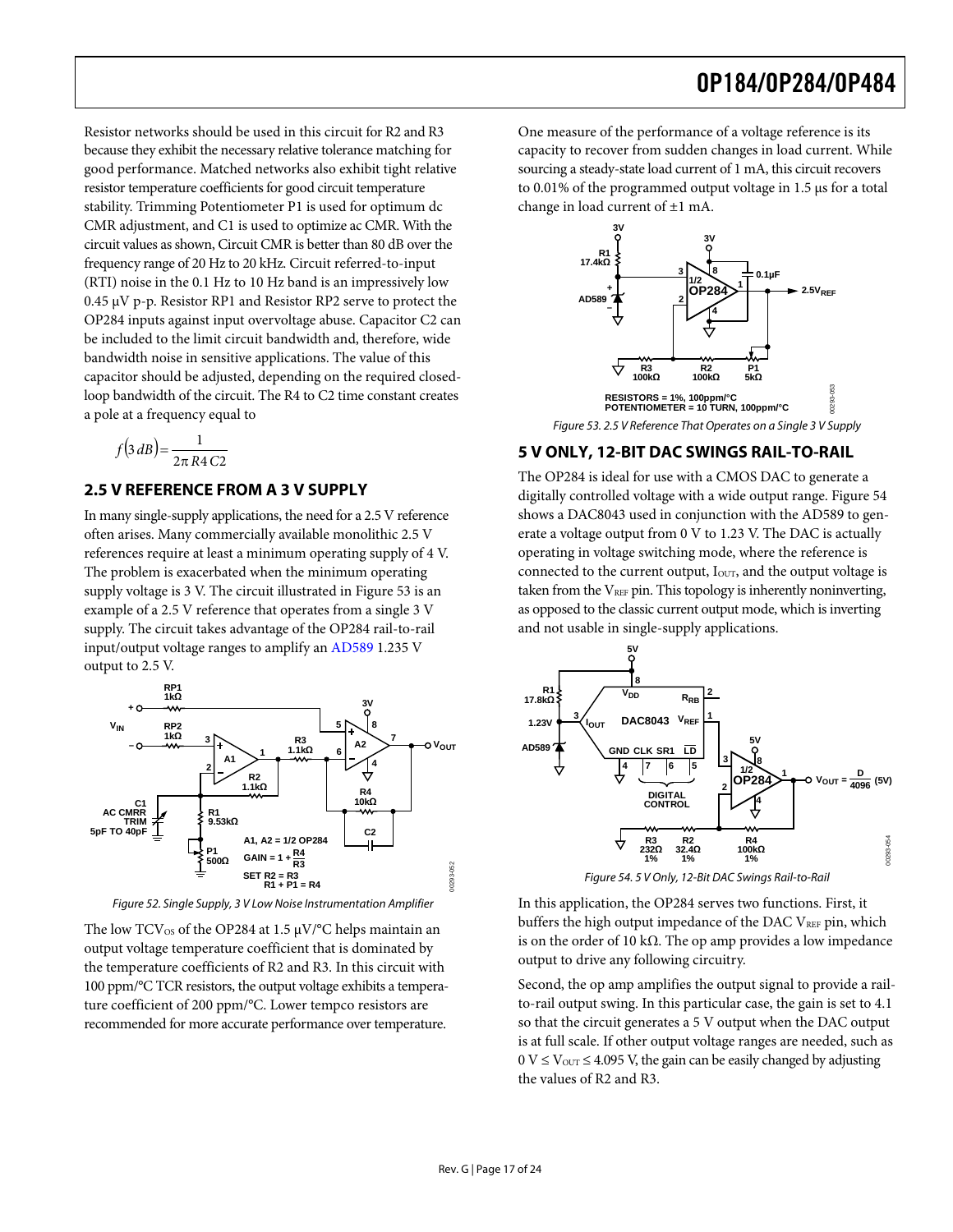Resistor networks should be used in this circuit for R2 and R3 because they exhibit the necessary relative tolerance matching for good performance. Matched networks also exhibit tight relative resistor temperature coefficients for good circuit temperature stability. Trimming Potentiometer P1 is used for optimum dc CMR adjustment, and C1 is used to optimize ac CMR. With the circuit values as shown, Circuit CMR is better than 80 dB over the frequency range of 20 Hz to 20 kHz. Circuit referred-to-input (RTI) noise in the 0.1 Hz to 10 Hz band is an impressively low 0.45 μV p-p. Resistor RP1 and Resistor RP2 serve to protect the OP284 inputs against input overvoltage abuse. Capacitor C2 can be included to the limit circuit bandwidth and, therefore, wide bandwidth noise in sensitive applications. The value of this capacitor should be adjusted, depending on the required closed-loop bandwidth of the circuit. The R4 to C2 time constant creates a pole at a frequency equal to

$$f(3\,dB) = \frac{1}{2\pi R4\, C2}$$

## 2.5 V REFERENCE FROM A 3 V SUPPLY

In many single-supply applications, the need for a 2.5 V reference often arises. Many commercially available monolithic 2.5 V references require at least a minimum operating supply of 4 V. The problem is exacerbated when the minimum operating supply voltage is 3 V. The circuit illustrated in Figure 53 is an example of a 2.5 V reference that operates from a single 3 V supply. The circuit takes advantage of the OP284 rail-to-rail input/output voltage ranges to amplify an AD589 1.235 V output to 2.5 V.

Figure 52. Single Supply, 3 V Low Noise Instrumentation Amplifier

The low $TCV_{OS}$ of the OP284 at 1.5 μV/°C helps maintain an output voltage temperature coefficient that is dominated by the temperature coefficients of R2 and R3. In this circuit with 100 ppm/°C TCR resistors, the output voltage exhibits a temperature coefficient of 200 ppm/°C. Lower tempco resistors are recommended for more accurate performance over temperature.

One measure of the performance of a voltage reference is its capacity to recover from sudden changes in load current. While sourcing a steady-state load current of 1 mA, this circuit recovers to 0.01% of the programmed output voltage in 1.5 μs for a total change in load current of ±1 mA.

Figure 53. 2.5 V Reference That Operates on a Single 3 V Supply

## 5 V ONLY, 12-BIT DAC SWINGS RAIL-TO-RAIL

The OP284 is ideal for use with a CMOS DAC to generate a digitally controlled voltage with a wide output range. Figure 54 shows a DAC8043 used in conjunction with the AD589 to generate a voltage output from 0 V to 1.23 V. The DAC is actually operating in voltage switching mode, where the reference is connected to the current output, $I_{OUT}$, and the output voltage is taken from the $V_{REF}$ pin. This topology is inherently noninverting, as opposed to the classic current output mode, which is inverting and not usable in single-supply applications.

Figure 54. 5 V Only, 12-Bit DAC Swings Rail-to-Rail

In this application, the OP284 serves two functions. First, it buffers the high output impedance of the DAC $V_{REF}$ pin, which is on the order of 10 kΩ. The op amp provides a low impedance output to drive any following circuitry.

Second, the op amp amplifies the output signal to provide a rail-to-rail output swing. In this particular case, the gain is set to 4.1 so that the circuit generates a 5 V output when the DAC output is at full scale. If other output voltage ranges are needed, such as $0\text{ V} \le V_{OUT} \le 4.095\text{ V}$, the gain can be easily changed by adjusting the values of R2 and R3.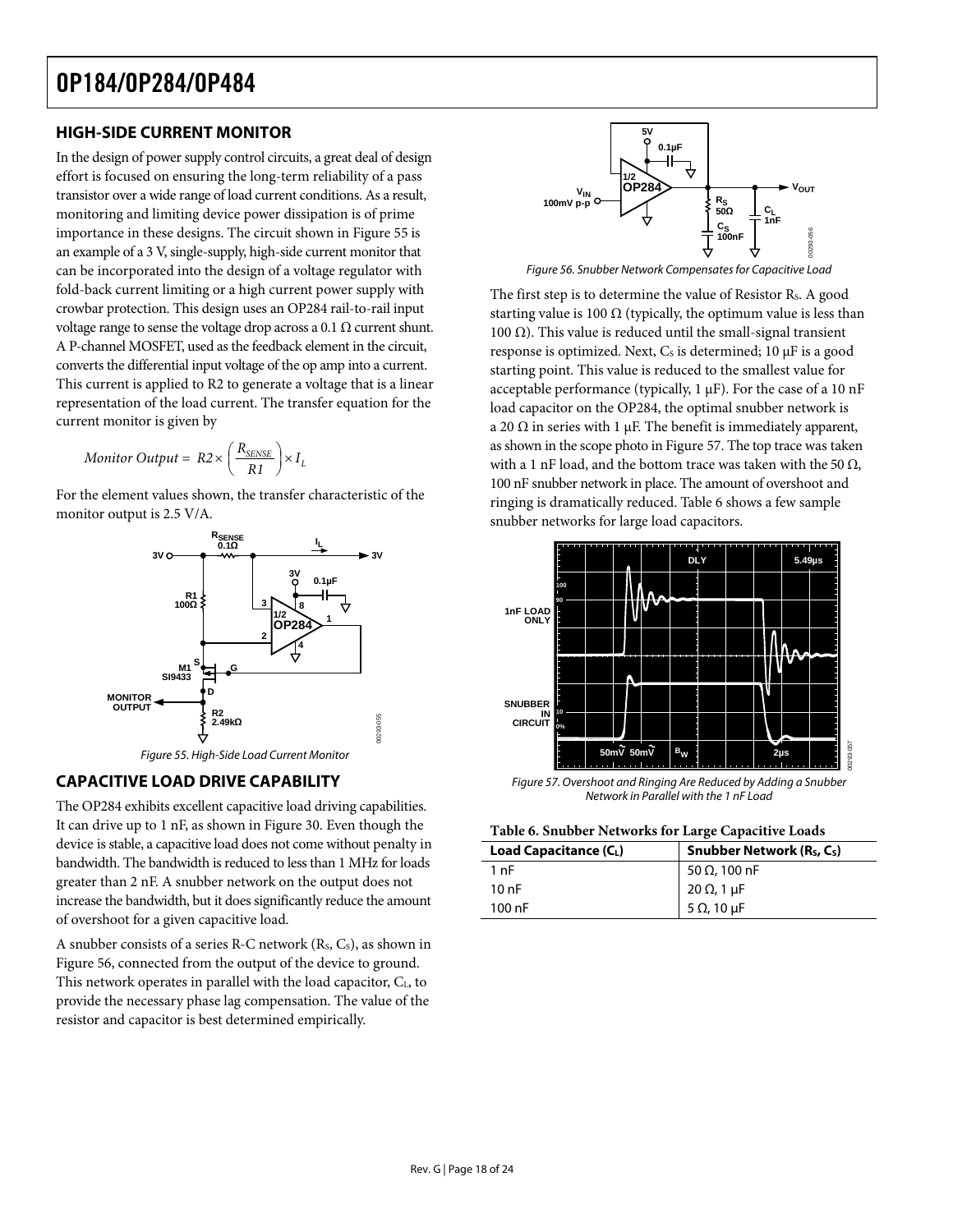## HIGH-SIDE CURRENT MONITOR

In the design of power supply control circuits, a great deal of design effort is focused on ensuring the long-term reliability of a pass transistor over a wide range of load current conditions. As a result, monitoring and limiting device power dissipation is of prime importance in these designs. The circuit shown in Figure 55 is an example of a 3 V, single-supply, high-side current monitor that can be incorporated into the design of a voltage regulator with fold-back current limiting or a high current power supply with crowbar protection. This design uses an OP284 rail-to-rail input voltage range to sense the voltage drop across a 0.1 Ω current shunt. A P-channel MOSFET, used as the feedback element in the circuit, converts the differential input voltage of the op amp into a current. This current is applied to R2 to generate a voltage that is a linear representation of the load current. The transfer equation for the current monitor is given by

$$Monitor\ Output = R2 \times \left(\frac{R_{SENSE}}{R1}\right) \times I_L$$

For the element values shown, the transfer characteristic of the monitor output is 2.5 V/A.

Figure 55. High-Side Load Current Monitor

## CAPACITIVE LOAD DRIVE CAPABILITY

The OP284 exhibits excellent capacitive load driving capabilities. It can drive up to 1 nF, as shown in Figure 30. Even though the device is stable, a capacitive load does not come without penalty in bandwidth. The bandwidth is reduced to less than 1 MHz for loads greater than 2 nF. A snubber network on the output does not increase the bandwidth, but it does significantly reduce the amount of overshoot for a given capacitive load.

A snubber consists of a series R-C network ($R_S$, $C_S$), as shown in Figure 56, connected from the output of the device to ground. This network operates in parallel with the load capacitor, $C_L$, to provide the necessary phase lag compensation. The value of the resistor and capacitor is best determined empirically.

Figure 56. Snubber Network Compensates for Capacitive Load

The first step is to determine the value of Resistor $R_S$. A good starting value is 100 Ω (typically, the optimum value is less than 100 Ω). This value is reduced until the small-signal transient response is optimized. Next, $C_S$ is determined; 10 µF is a good starting point. This value is reduced to the smallest value for acceptable performance (typically, 1 µF). For the case of a 10 nF load capacitor on the OP284, the optimal snubber network is a 20 Ω in series with 1 µF. The benefit is immediately apparent, as shown in the scope photo in Figure 57. The top trace was taken with a 1 nF load, and the bottom trace was taken with the 50 Ω, 100 nF snubber network in place. The amount of overshoot and ringing is dramatically reduced. Table 6 shows a few sample snubber networks for large load capacitors.

Figure 57. Overshoot and Ringing Are Reduced by Adding a Snubber Network in Parallel with the 1 nF Load

**Table 6. Snubber Networks for Large Capacitive Loads**

| Load Capacitance ($C_L$) | Snubber Network ($R_S$, $C_S$) |
|---|---|
| 1 nF | 50 Ω, 100 nF |
| 10 nF | 20 Ω, 1 µF |
| 100 nF | 5 Ω, 10 µF |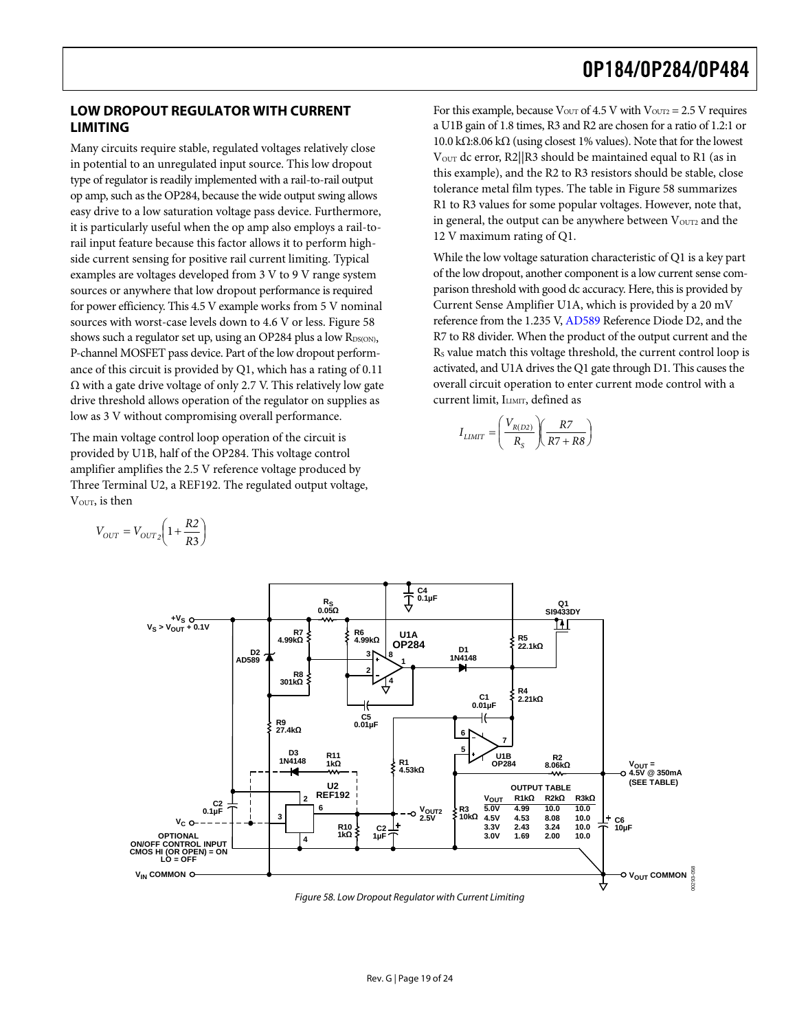## LOW DROPOUT REGULATOR WITH CURRENT LIMITING

Many circuits require stable, regulated voltages relatively close in potential to an unregulated input source. This low dropout type of regulator is readily implemented with a rail-to-rail output op amp, such as the OP284, because the wide output swing allows easy drive to a low saturation voltage pass device. Furthermore, it is particularly useful when the op amp also employs a rail-to-rail input feature because this factor allows it to perform high-side current sensing for positive rail current limiting. Typical examples are voltages developed from 3 V to 9 V range system sources or anywhere that low dropout performance is required for power efficiency. This 4.5 V example works from 5 V nominal sources with worst-case levels down to 4.6 V or less. Figure 58 shows such a regulator set up, using an OP284 plus a low $R_{DS(ON)}$, P-channel MOSFET pass device. Part of the low dropout performance of this circuit is provided by Q1, which has a rating of 0.11 Ω with a gate drive voltage of only 2.7 V. This relatively low gate drive threshold allows operation of the regulator on supplies as low as 3 V without compromising overall performance.

The main voltage control loop operation of the circuit is provided by U1B, half of the OP284. This voltage control amplifier amplifies the 2.5 V reference voltage produced by Three Terminal U2, a REF192. The regulated output voltage, $V_{OUT}$, is then

$$V_{OUT} = V_{OUT2}\left(1 + \frac{R2}{R3}\right)$$

For this example, because $V_{OUT}$ of 4.5 V with $V_{OUT2}$ = 2.5 V requires a U1B gain of 1.8 times, R3 and R2 are chosen for a ratio of 1.2:1 or 10.0 kΩ:8.06 kΩ (using closest 1% values). Note that for the lowest $V_{OUT}$ dc error, R2||R3 should be maintained equal to R1 (as in this example), and the R2 to R3 resistors should be stable, close tolerance metal film types. The table in Figure 58 summarizes R1 to R3 values for some popular voltages. However, note that, in general, the output can be anywhere between $V_{OUT2}$ and the 12 V maximum rating of Q1.

While the low voltage saturation characteristic of Q1 is a key part of the low dropout, another component is a low current sense comparison threshold with good dc accuracy. Here, this is provided by Current Sense Amplifier U1A, which is provided by a 20 mV reference from the 1.235 V, AD589 Reference Diode D2, and the R7 to R8 divider. When the product of the output current and the $R_S$ value match this voltage threshold, the current control loop is activated, and U1A drives the Q1 gate through D1. This causes the overall circuit operation to enter current mode control with a current limit, $I_{LIMIT}$, defined as

$$I_{LIMIT} = \left(\frac{V_{R(D2)}}{R_S}\right)\left(\frac{R7}{R7 + R8}\right)$$

OUTPUT TABLE

| $V_{OUT}$ | R1kΩ | R2kΩ | R3kΩ |
|---|---|---|---|
| 5.0V | 4.99 | 10.0 | 10.0 |
| 4.5V | 4.53 | 8.08 | 10.0 |
| 3.3V | 2.43 | 3.24 | 10.0 |
| 3.0V | 1.69 | 2.00 | 10.0 |

Figure 58. Low Dropout Regulator with Current Limiting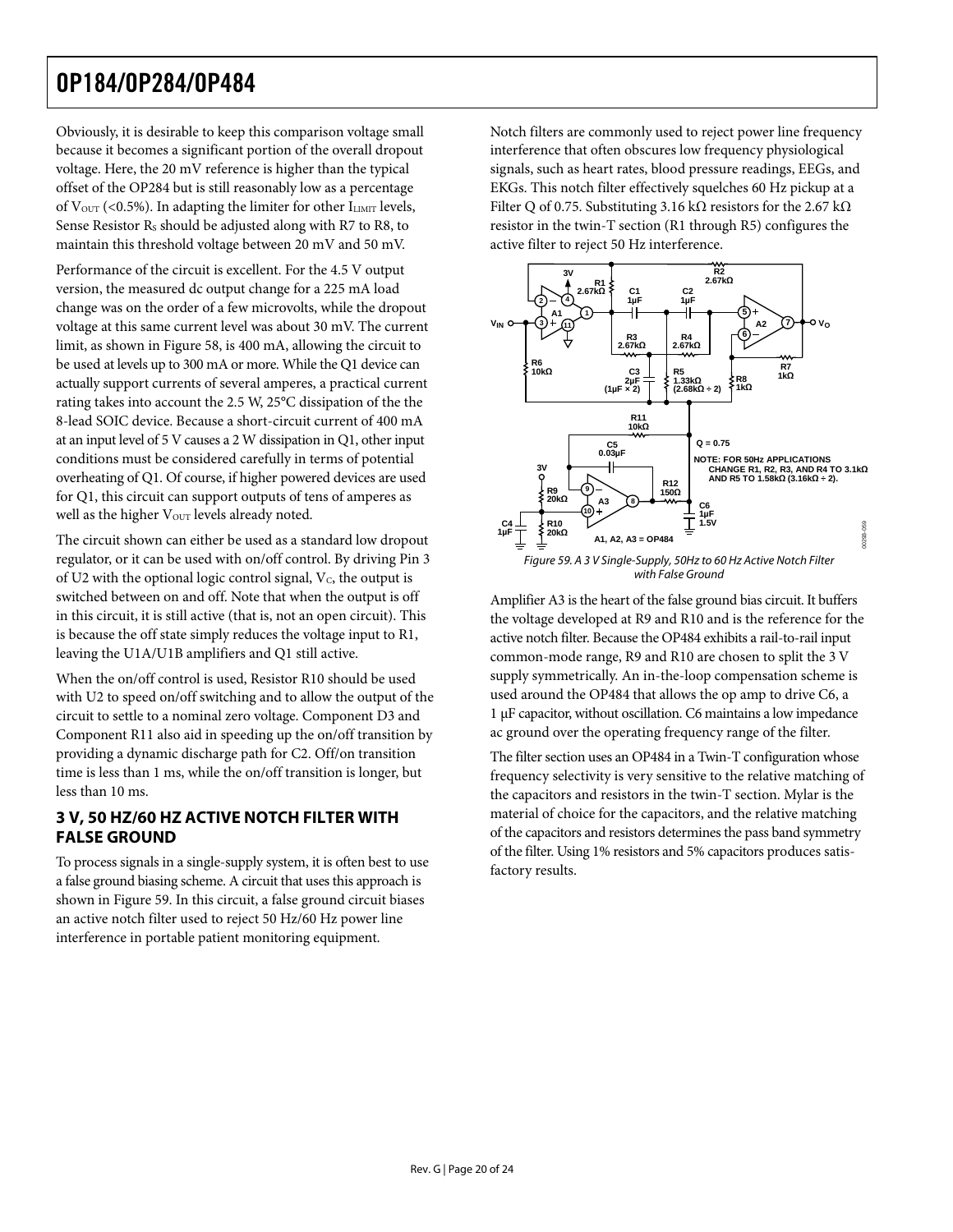Obviously, it is desirable to keep this comparison voltage small because it becomes a significant portion of the overall dropout voltage. Here, the 20 mV reference is higher than the typical offset of the OP284 but is still reasonably low as a percentage of $V_{OUT}$ (<0.5%). In adapting the limiter for other $I_{LIMIT}$ levels, Sense Resistor $R_S$ should be adjusted along with R7 to R8, to maintain this threshold voltage between 20 mV and 50 mV.

Performance of the circuit is excellent. For the 4.5 V output version, the measured dc output change for a 225 mA load change was on the order of a few microvolts, while the dropout voltage at this same current level was about 30 mV. The current limit, as shown in Figure 58, is 400 mA, allowing the circuit to be used at levels up to 300 mA or more. While the Q1 device can actually support currents of several amperes, a practical current rating takes into account the 2.5 W, 25°C dissipation of the the 8-lead SOIC device. Because a short-circuit current of 400 mA at an input level of 5 V causes a 2 W dissipation in Q1, other input conditions must be considered carefully in terms of potential overheating of Q1. Of course, if higher powered devices are used for Q1, this circuit can support outputs of tens of amperes as well as the higher $V_{OUT}$ levels already noted.

The circuit shown can either be used as a standard low dropout regulator, or it can be used with on/off control. By driving Pin 3 of U2 with the optional logic control signal, $V_C$, the output is switched between on and off. Note that when the output is off in this circuit, it is still active (that is, not an open circuit). This is because the off state simply reduces the voltage input to R1, leaving the U1A/U1B amplifiers and Q1 still active.

When the on/off control is used, Resistor R10 should be used with U2 to speed on/off switching and to allow the output of the circuit to settle to a nominal zero voltage. Component D3 and Component R11 also aid in speeding up the on/off transition by providing a dynamic discharge path for C2. Off/on transition time is less than 1 ms, while the on/off transition is longer, but less than 10 ms.

## 3 V, 50 HZ/60 HZ ACTIVE NOTCH FILTER WITH FALSE GROUND

To process signals in a single-supply system, it is often best to use a false ground biasing scheme. A circuit that uses this approach is shown in Figure 59. In this circuit, a false ground circuit biases an active notch filter used to reject 50 Hz/60 Hz power line interference in portable patient monitoring equipment.

Notch filters are commonly used to reject power line frequency interference that often obscures low frequency physiological signals, such as heart rates, blood pressure readings, EEGs, and EKGs. This notch filter effectively squelches 60 Hz pickup at a Filter Q of 0.75. Substituting 3.16 kΩ resistors for the 2.67 kΩ resistor in the twin-T section (R1 through R5) configures the active filter to reject 50 Hz interference.

*Figure 59. A 3 V Single-Supply, 50Hz to 60 Hz Active Notch Filter with False Ground*

Amplifier A3 is the heart of the false ground bias circuit. It buffers the voltage developed at R9 and R10 and is the reference for the active notch filter. Because the OP484 exhibits a rail-to-rail input common-mode range, R9 and R10 are chosen to split the 3 V supply symmetrically. An in-the-loop compensation scheme is used around the OP484 that allows the op amp to drive C6, a 1 μF capacitor, without oscillation. C6 maintains a low impedance ac ground over the operating frequency range of the filter.

The filter section uses an OP484 in a Twin-T configuration whose frequency selectivity is very sensitive to the relative matching of the capacitors and resistors in the twin-T section. Mylar is the material of choice for the capacitors, and the relative matching of the capacitors and resistors determines the pass band symmetry of the filter. Using 1% resistors and 5% capacitors produces satisfactory results.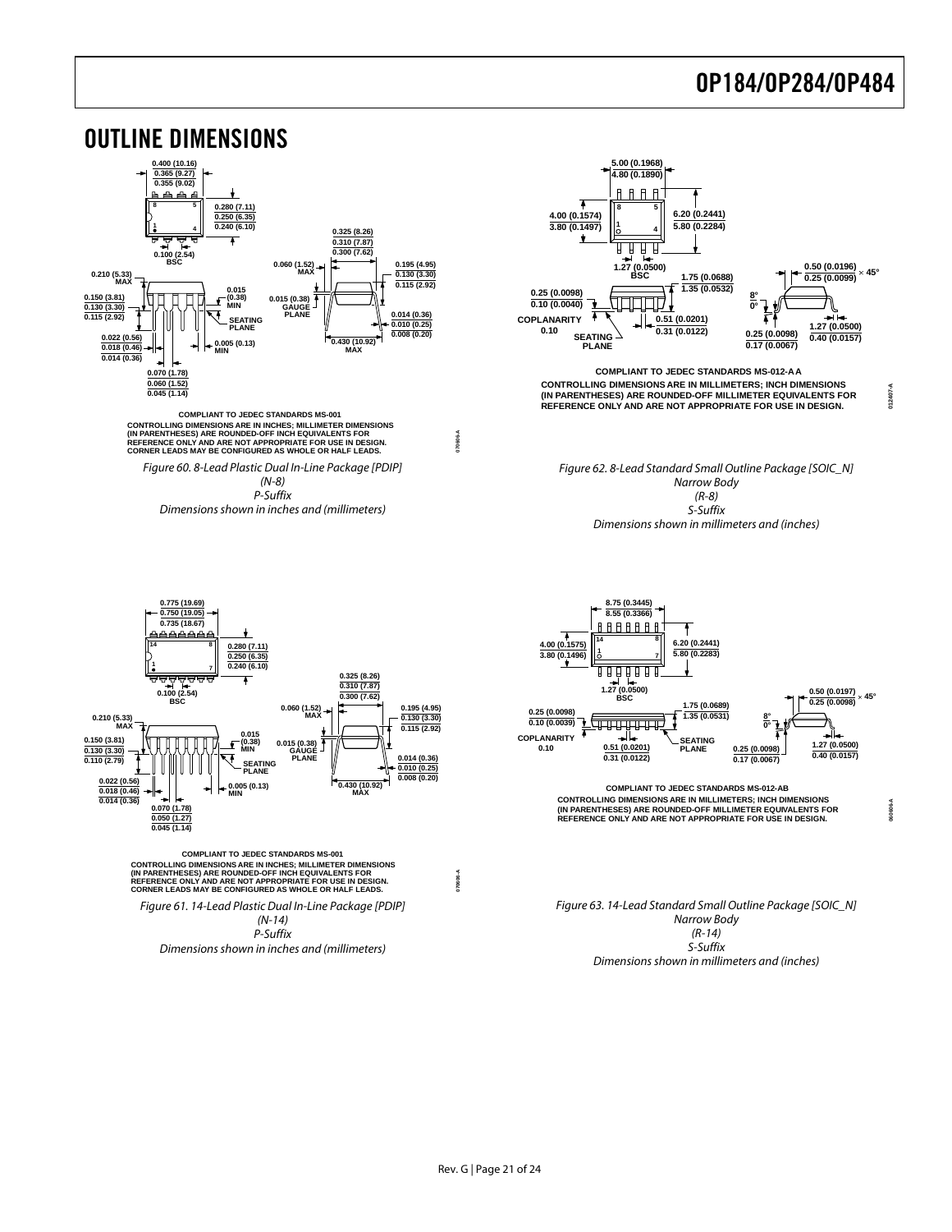## OUTLINE DIMENSIONS

COMPLIANT TO JEDEC STANDARDS MS-001
CONTROLLING DIMENSIONS ARE IN INCHES; MILLIMETER DIMENSIONS (IN PARENTHESES) ARE ROUNDED-OFF INCH EQUIVALENTS FOR REFERENCE ONLY AND ARE NOT APPROPRIATE FOR USE IN DESIGN.
CORNER LEADS MAY BE CONFIGURED AS WHOLE OR HALF LEADS.

*Figure 60. 8-Lead Plastic Dual In-Line Package [PDIP]*
*(N-8)*
*P-Suffix*
*Dimensions shown in inches and (millimeters)*

COMPLIANT TO JEDEC STANDARDS MS-012-AA
CONTROLLING DIMENSIONS ARE IN MILLIMETERS; INCH DIMENSIONS (IN PARENTHESES) ARE ROUNDED-OFF MILLIMETER EQUIVALENTS FOR REFERENCE ONLY AND ARE NOT APPROPRIATE FOR USE IN DESIGN.

*Figure 62. 8-Lead Standard Small Outline Package [SOIC_N]*
*Narrow Body*
*(R-8)*
*S-Suffix*
*Dimensions shown in millimeters and (inches)*

COMPLIANT TO JEDEC STANDARDS MS-001
CONTROLLING DIMENSIONS ARE IN INCHES; MILLIMETER DIMENSIONS (IN PARENTHESES) ARE ROUNDED-OFF INCH EQUIVALENTS FOR REFERENCE ONLY AND ARE NOT APPROPRIATE FOR USE IN DESIGN.
CORNER LEADS MAY BE CONFIGURED AS WHOLE OR HALF LEADS.

*Figure 61. 14-Lead Plastic Dual In-Line Package [PDIP]*
*(N-14)*
*P-Suffix*
*Dimensions shown in inches and (millimeters)*

COMPLIANT TO JEDEC STANDARDS MS-012-AB
CONTROLLING DIMENSIONS ARE IN MILLIMETERS; INCH DIMENSIONS (IN PARENTHESES) ARE ROUNDED-OFF MILLIMETER EQUIVALENTS FOR REFERENCE ONLY AND ARE NOT APPROPRIATE FOR USE IN DESIGN.

*Figure 63. 14-Lead Standard Small Outline Package [SOIC_N]*
*Narrow Body*
*(R-14)*
*S-Suffix*
*Dimensions shown in millimeters and (inches)*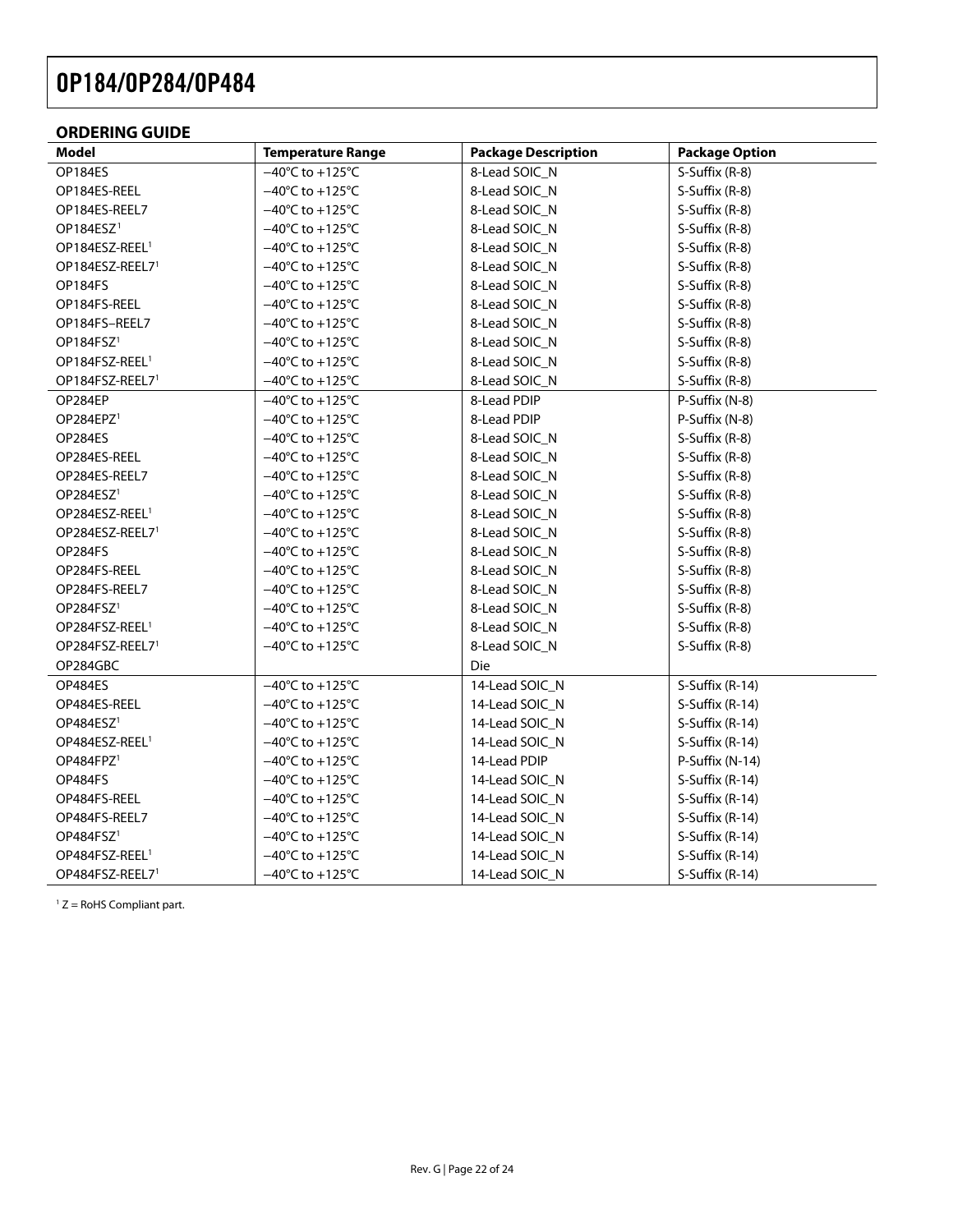## ORDERING GUIDE

| Model | Temperature Range | Package Description | Package Option |
|---|---|---|---|
| OP184ES | −40°C to +125°C | 8-Lead SOIC_N | S-Suffix (R-8) |
| OP184ES-REEL | −40°C to +125°C | 8-Lead SOIC_N | S-Suffix (R-8) |
| OP184ES-REEL7 | −40°C to +125°C | 8-Lead SOIC_N | S-Suffix (R-8) |
| OP184ESZ[1] | −40°C to +125°C | 8-Lead SOIC_N | S-Suffix (R-8) |
| OP184ESZ-REEL[1] | −40°C to +125°C | 8-Lead SOIC_N | S-Suffix (R-8) |
| OP184ESZ-REEL7[1] | −40°C to +125°C | 8-Lead SOIC_N | S-Suffix (R-8) |
| OP184FS | −40°C to +125°C | 8-Lead SOIC_N | S-Suffix (R-8) |
| OP184FS-REEL | −40°C to +125°C | 8-Lead SOIC_N | S-Suffix (R-8) |
| OP184FS–REEL7 | −40°C to +125°C | 8-Lead SOIC_N | S-Suffix (R-8) |
| OP184FSZ[1] | −40°C to +125°C | 8-Lead SOIC_N | S-Suffix (R-8) |
| OP184FSZ-REEL[1] | −40°C to +125°C | 8-Lead SOIC_N | S-Suffix (R-8) |
| OP184FSZ-REEL7[1] | −40°C to +125°C | 8-Lead SOIC_N | S-Suffix (R-8) |
| OP284EP | −40°C to +125°C | 8-Lead PDIP | P-Suffix (N-8) |
| OP284EPZ[1] | −40°C to +125°C | 8-Lead PDIP | P-Suffix (N-8) |
| OP284ES | −40°C to +125°C | 8-Lead SOIC_N | S-Suffix (R-8) |
| OP284ES-REEL | −40°C to +125°C | 8-Lead SOIC_N | S-Suffix (R-8) |
| OP284ES-REEL7 | −40°C to +125°C | 8-Lead SOIC_N | S-Suffix (R-8) |
| OP284ESZ[1] | −40°C to +125°C | 8-Lead SOIC_N | S-Suffix (R-8) |
| OP284ESZ-REEL[1] | −40°C to +125°C | 8-Lead SOIC_N | S-Suffix (R-8) |
| OP284ESZ-REEL7[1] | −40°C to +125°C | 8-Lead SOIC_N | S-Suffix (R-8) |
| OP284FS | −40°C to +125°C | 8-Lead SOIC_N | S-Suffix (R-8) |
| OP284FS-REEL | −40°C to +125°C | 8-Lead SOIC_N | S-Suffix (R-8) |
| OP284FS-REEL7 | −40°C to +125°C | 8-Lead SOIC_N | S-Suffix (R-8) |
| OP284FSZ[1] | −40°C to +125°C | 8-Lead SOIC_N | S-Suffix (R-8) |
| OP284FSZ-REEL[1] | −40°C to +125°C | 8-Lead SOIC_N | S-Suffix (R-8) |
| OP284FSZ-REEL7[1] | −40°C to +125°C | 8-Lead SOIC_N | S-Suffix (R-8) |
| OP284GBC | | Die | |
| OP484ES | −40°C to +125°C | 14-Lead SOIC_N | S-Suffix (R-14) |
| OP484ES-REEL | −40°C to +125°C | 14-Lead SOIC_N | S-Suffix (R-14) |
| OP484ESZ[1] | −40°C to +125°C | 14-Lead SOIC_N | S-Suffix (R-14) |
| OP484ESZ-REEL[1] | −40°C to +125°C | 14-Lead SOIC_N | S-Suffix (R-14) |
| OP484FPZ[1] | −40°C to +125°C | 14-Lead PDIP | P-Suffix (N-14) |
| OP484FS | −40°C to +125°C | 14-Lead SOIC_N | S-Suffix (R-14) |
| OP484FS-REEL | −40°C to +125°C | 14-Lead SOIC_N | S-Suffix (R-14) |
| OP484FS-REEL7 | −40°C to +125°C | 14-Lead SOIC_N | S-Suffix (R-14) |
| OP484FSZ[1] | −40°C to +125°C | 14-Lead SOIC_N | S-Suffix (R-14) |
| OP484FSZ-REEL[1] | −40°C to +125°C | 14-Lead SOIC_N | S-Suffix (R-14) |
| OP484FSZ-REEL7[1] | −40°C to +125°C | 14-Lead SOIC_N | S-Suffix (R-14) |

[1] Z = RoHS Compliant part.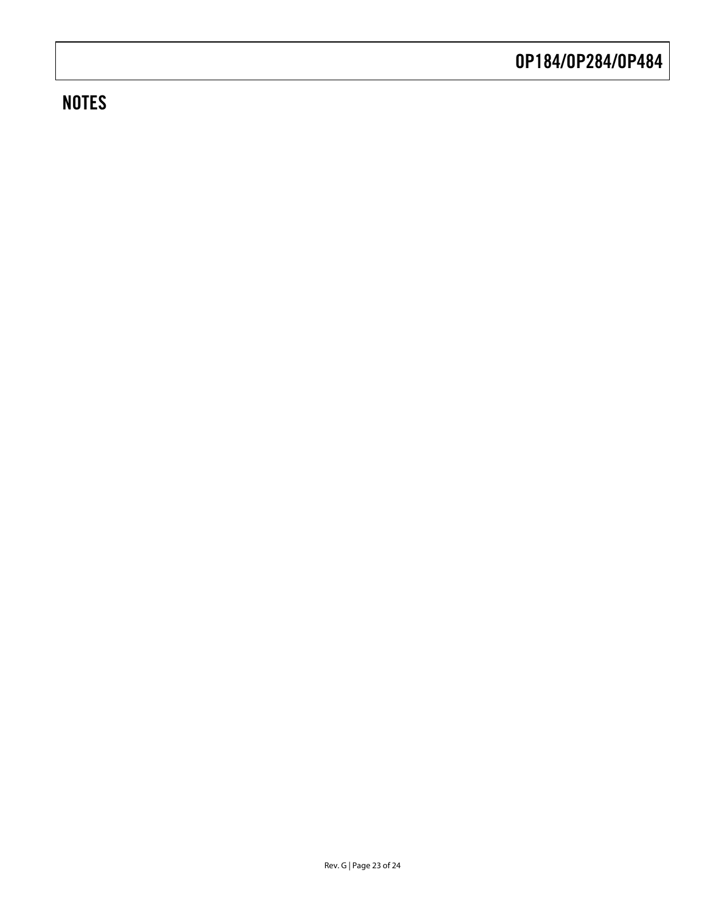## NOTES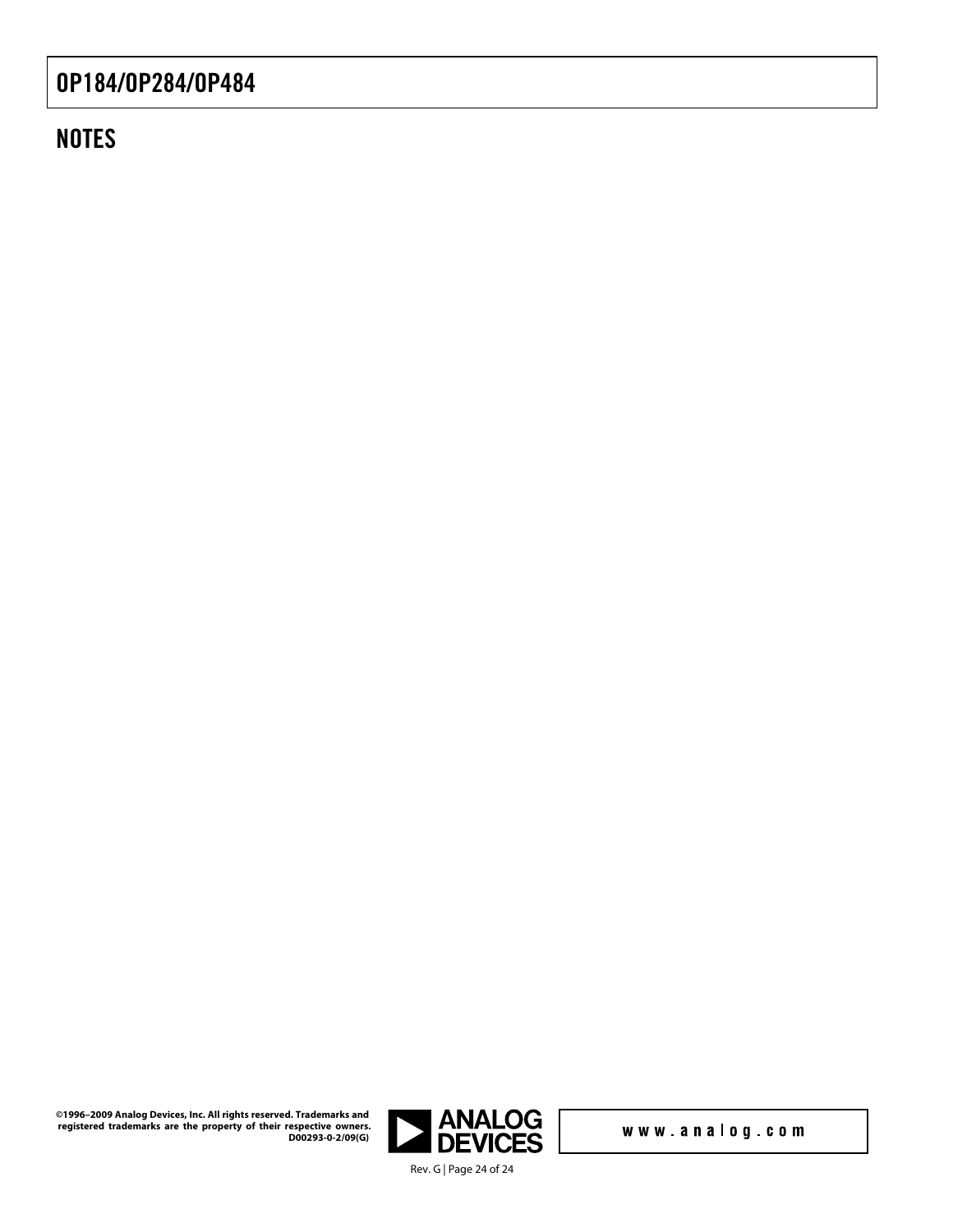## NOTES

©1996–2009 Analog Devices, Inc. All rights reserved. Trademarks and registered trademarks are the property of their respective owners.
D00293-0-2/09(G)